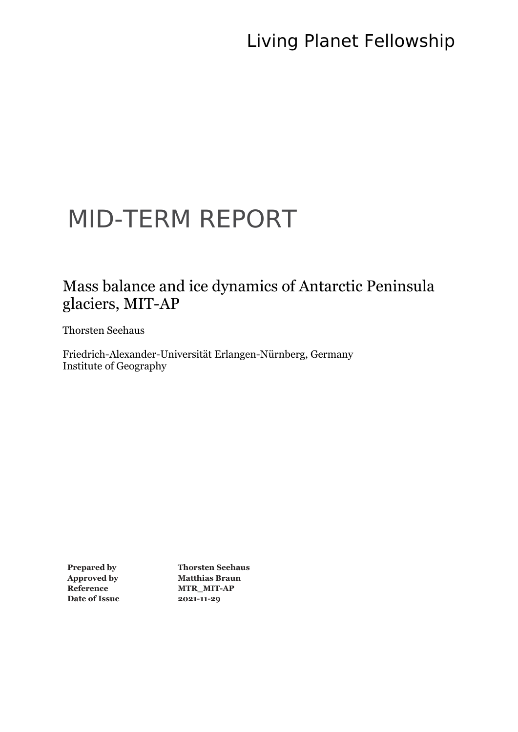Living Planet Fellowship

# MID-TERM REPORT

## Mass balance and ice dynamics of Antarctic Peninsula glaciers, MIT-AP

Thorsten Seehaus

Friedrich-Alexander-Universität Erlangen-Nürnberg, Germany
Institute of Geography

| | |
|---|---|
| **Prepared by** | **Thorsten Seehaus** |
| **Approved by** | **Matthias Braun** |
| **Reference** | **MTR_MIT-AP** |
| **Date of Issue** | **2021-11-29** |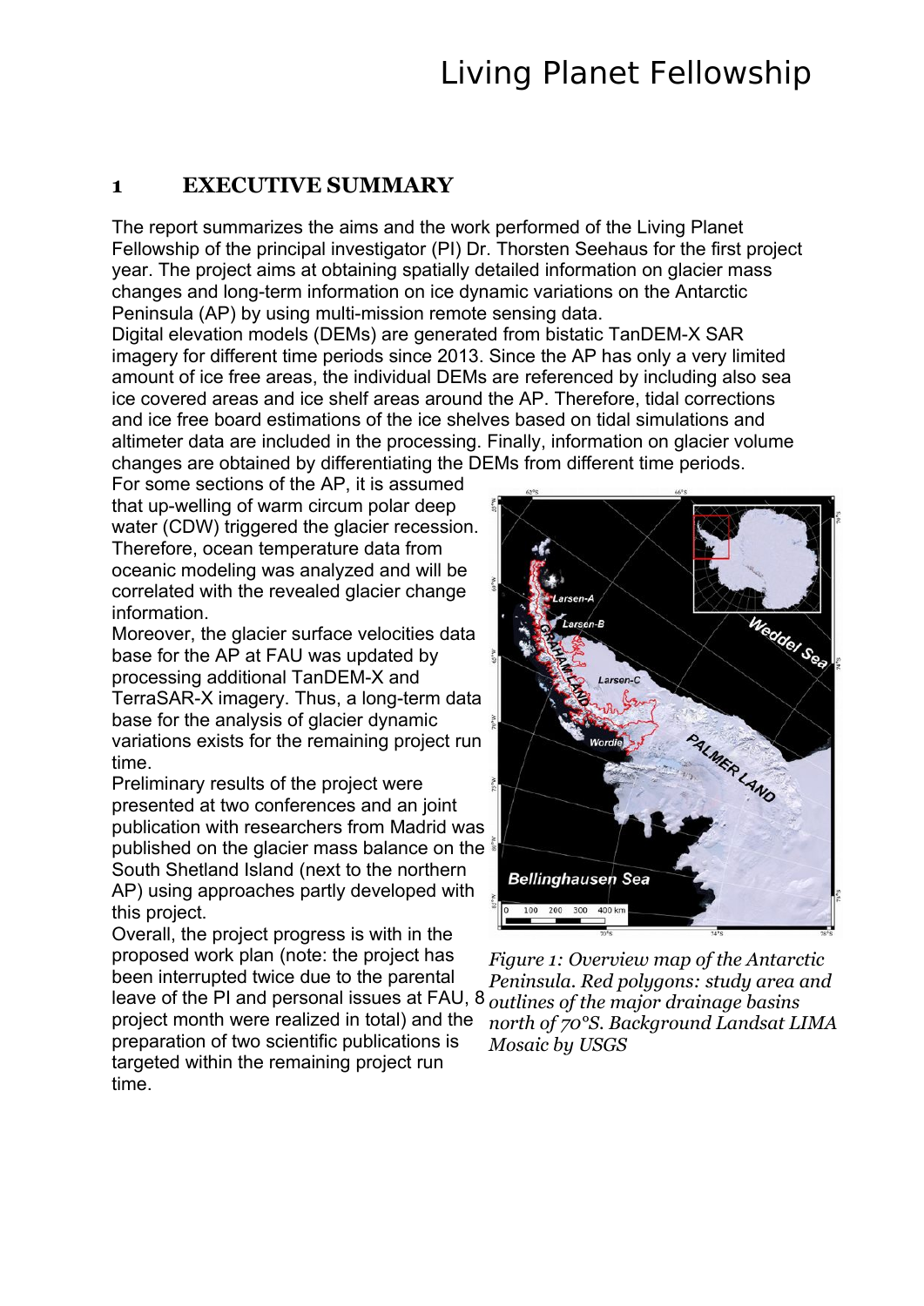## 1 EXECUTIVE SUMMARY

The report summarizes the aims and the work performed of the Living Planet Fellowship of the principal investigator (PI) Dr. Thorsten Seehaus for the first project year. The project aims at obtaining spatially detailed information on glacier mass changes and long-term information on ice dynamic variations on the Antarctic Peninsula (AP) by using multi-mission remote sensing data.

Digital elevation models (DEMs) are generated from bistatic TanDEM-X SAR imagery for different time periods since 2013. Since the AP has only a very limited amount of ice free areas, the individual DEMs are referenced by including also sea ice covered areas and ice shelf areas around the AP. Therefore, tidal corrections and ice free board estimations of the ice shelves based on tidal simulations and altimeter data are included in the processing. Finally, information on glacier volume changes are obtained by differentiating the DEMs from different time periods.

For some sections of the AP, it is assumed that up-welling of warm circum polar deep water (CDW) triggered the glacier recession. Therefore, ocean temperature data from oceanic modeling was analyzed and will be correlated with the revealed glacier change information.

Moreover, the glacier surface velocities data base for the AP at FAU was updated by processing additional TanDEM-X and TerraSAR-X imagery. Thus, a long-term data base for the analysis of glacier dynamic variations exists for the remaining project run time.

Preliminary results of the project were presented at two conferences and an joint publication with researchers from Madrid was published on the glacier mass balance on the South Shetland Island (next to the northern AP) using approaches partly developed with this project.

Overall, the project progress is with in the proposed work plan (note: the project has been interrupted twice due to the parental leave of the PI and personal issues at FAU, 8 project month were realized in total) and the preparation of two scientific publications is targeted within the remaining project run time.

*Figure 1: Overview map of the Antarctic Peninsula. Red polygons: study area and outlines of the major drainage basins north of 70°S. Background Landsat LIMA Mosaic by USGS*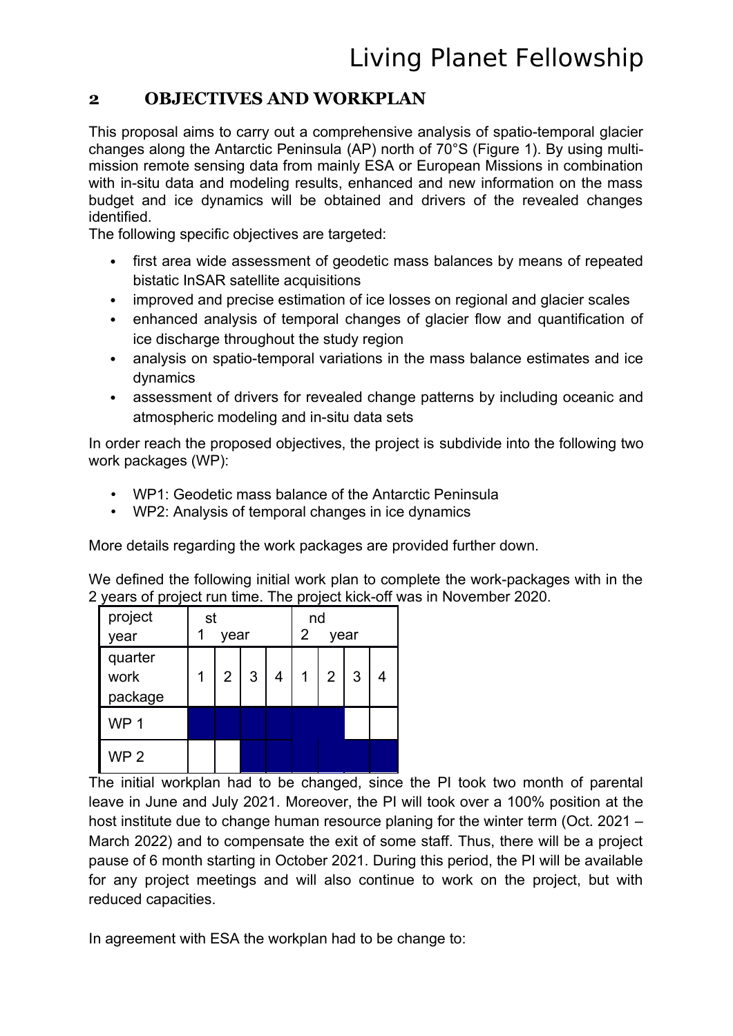## 2 OBJECTIVES AND WORKPLAN

This proposal aims to carry out a comprehensive analysis of spatio-temporal glacier changes along the Antarctic Peninsula (AP) north of 70°S (Figure 1). By using multi-mission remote sensing data from mainly ESA or European Missions in combination with in-situ data and modeling results, enhanced and new information on the mass budget and ice dynamics will be obtained and drivers of the revealed changes identified.

The following specific objectives are targeted:

- first area wide assessment of geodetic mass balances by means of repeated bistatic InSAR satellite acquisitions
- improved and precise estimation of ice losses on regional and glacier scales
- enhanced analysis of temporal changes of glacier flow and quantification of ice discharge throughout the study region
- analysis on spatio-temporal variations in the mass balance estimates and ice dynamics
- assessment of drivers for revealed change patterns by including oceanic and atmospheric modeling and in-situ data sets

In order reach the proposed objectives, the project is subdivide into the following two work packages (WP):

- WP1: Geodetic mass balance of the Antarctic Peninsula
- WP2: Analysis of temporal changes in ice dynamics

More details regarding the work packages are provided further down.

We defined the following initial work plan to complete the work-packages with in the 2 years of project run time. The project kick-off was in November 2020.

| project year | 1st year | | | | 2nd year | | | |
|---|---|---|---|---|---|---|---|---|
| quarter work package | 1 | 2 | 3 | 4 | 1 | 2 | 3 | 4 |
| WP 1 | ■ | ■ | ■ | ■ | ■ | ■ | | |
| WP 2 | | | ■ | ■ | ■ | ■ | ■ | ■ |

The initial workplan had to be changed, since the PI took two month of parental leave in June and July 2021. Moreover, the PI will took over a 100% position at the host institute due to change human resource planing for the winter term (Oct. 2021 – March 2022) and to compensate the exit of some staff. Thus, there will be a project pause of 6 month starting in October 2021. During this period, the PI will be available for any project meetings and will also continue to work on the project, but with reduced capacities.

In agreement with ESA the workplan had to be change to: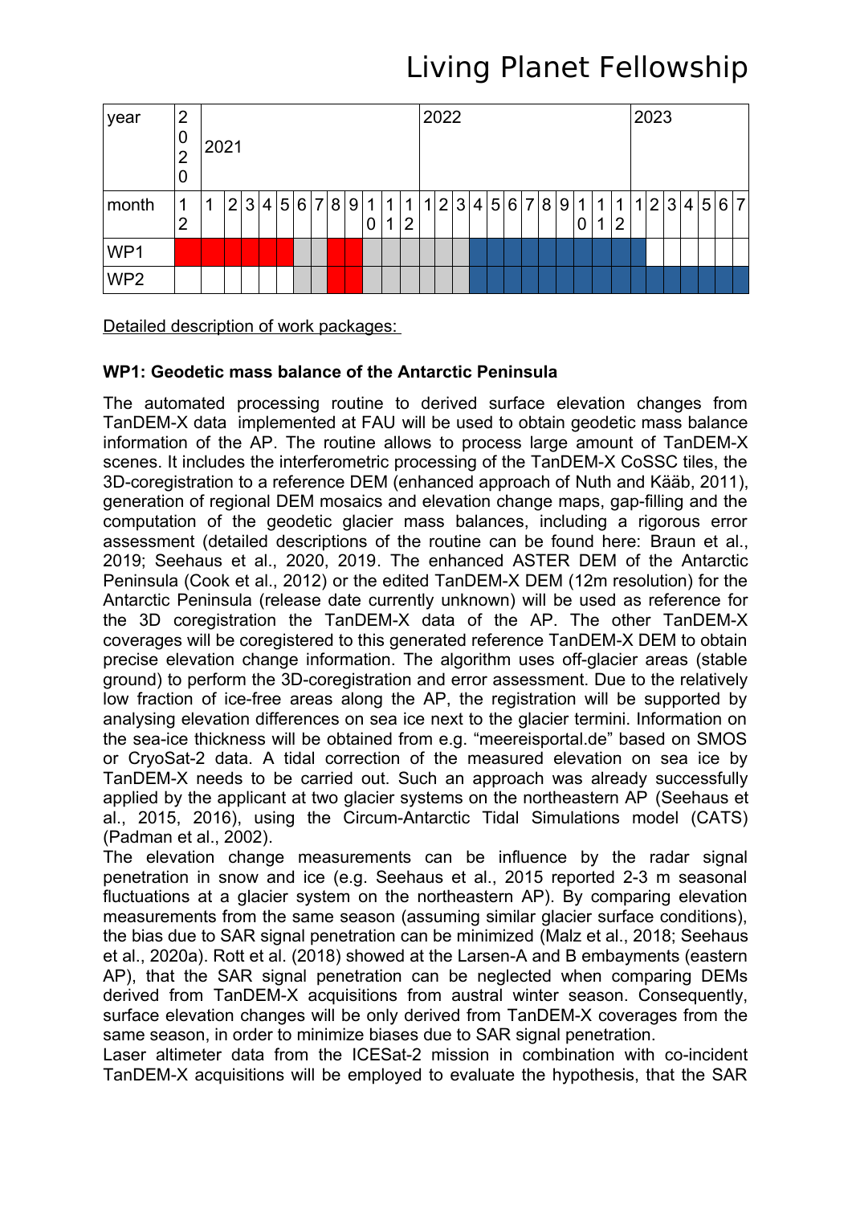| year | 2020 | 2021 | | | | | | | | | | | | 2022 | | | | | | | | | | | | 2023 | | | | | | |
|---|---|---|---|---|---|---|---|---|---|---|---|---|---|---|---|---|---|---|---|---|---|---|---|---|---|---|---|---|---|---|---|---|
| month | 12 | 1 | 2 | 3 | 4 | 5 | 6 | 7 | 8 | 9 | 10 | 11 | 12 | 1 | 2 | 3 | 4 | 5 | 6 | 7 | 8 | 9 | 10 | 11 | 12 | 1 | 2 | 3 | 4 | 5 | 6 | 7 |
| WP1 | | | | | | | | | | | | | | | | | | | | | | | | | | | | | | | | |
| WP2 | | | | | | | | | | | | | | | | | | | | | | | | | | | | | | | | |

Detailed description of work packages:

**WP1: Geodetic mass balance of the Antarctic Peninsula**

The automated processing routine to derived surface elevation changes from TanDEM-X data implemented at FAU will be used to obtain geodetic mass balance information of the AP. The routine allows to process large amount of TanDEM-X scenes. It includes the interferometric processing of the TanDEM-X CoSSC tiles, the 3D-coregistration to a reference DEM (enhanced approach of Nuth and Kääb, 2011), generation of regional DEM mosaics and elevation change maps, gap-filling and the computation of the geodetic glacier mass balances, including a rigorous error assessment (detailed descriptions of the routine can be found here: Braun et al., 2019; Seehaus et al., 2020, 2019. The enhanced ASTER DEM of the Antarctic Peninsula (Cook et al., 2012) or the edited TanDEM-X DEM (12m resolution) for the Antarctic Peninsula (release date currently unknown) will be used as reference for the 3D coregistration the TanDEM-X data of the AP. The other TanDEM-X coverages will be coregistered to this generated reference TanDEM-X DEM to obtain precise elevation change information. The algorithm uses off-glacier areas (stable ground) to perform the 3D-coregistration and error assessment. Due to the relatively low fraction of ice-free areas along the AP, the registration will be supported by analysing elevation differences on sea ice next to the glacier termini. Information on the sea-ice thickness will be obtained from e.g. "meereisportal.de" based on SMOS or CryoSat-2 data. A tidal correction of the measured elevation on sea ice by TanDEM-X needs to be carried out. Such an approach was already successfully applied by the applicant at two glacier systems on the northeastern AP (Seehaus et al., 2015, 2016), using the Circum-Antarctic Tidal Simulations model (CATS) (Padman et al., 2002).
The elevation change measurements can be influence by the radar signal penetration in snow and ice (e.g. Seehaus et al., 2015 reported 2-3 m seasonal fluctuations at a glacier system on the northeastern AP). By comparing elevation measurements from the same season (assuming similar glacier surface conditions), the bias due to SAR signal penetration can be minimized (Malz et al., 2018; Seehaus et al., 2020a). Rott et al. (2018) showed at the Larsen-A and B embayments (eastern AP), that the SAR signal penetration can be neglected when comparing DEMs derived from TanDEM-X acquisitions from austral winter season. Consequently, surface elevation changes will be only derived from TanDEM-X coverages from the same season, in order to minimize biases due to SAR signal penetration.
Laser altimeter data from the ICESat-2 mission in combination with co-incident TanDEM-X acquisitions will be employed to evaluate the hypothesis, that the SAR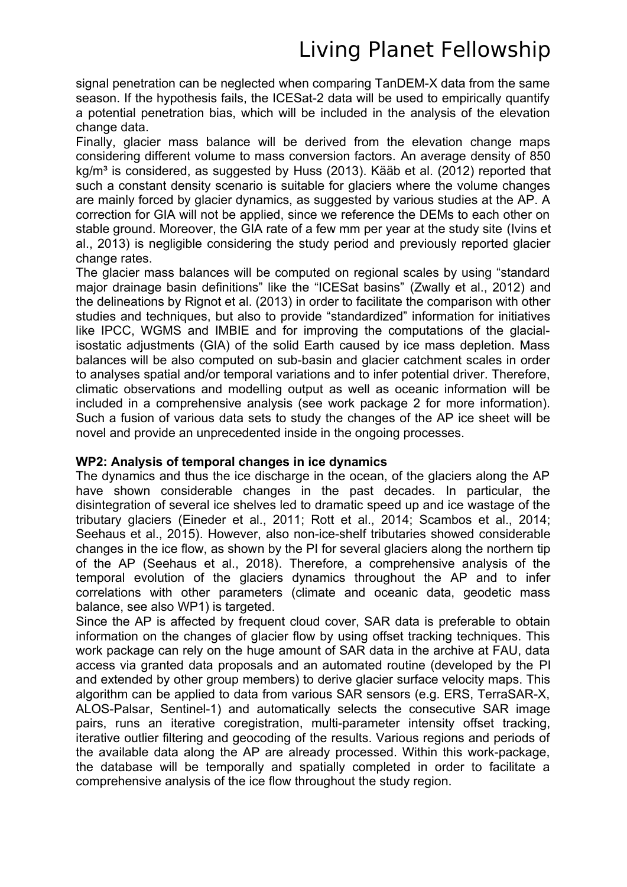signal penetration can be neglected when comparing TanDEM-X data from the same season. If the hypothesis fails, the ICESat-2 data will be used to empirically quantify a potential penetration bias, which will be included in the analysis of the elevation change data.

Finally, glacier mass balance will be derived from the elevation change maps considering different volume to mass conversion factors. An average density of 850 kg/m³ is considered, as suggested by Huss (2013). Kääb et al. (2012) reported that such a constant density scenario is suitable for glaciers where the volume changes are mainly forced by glacier dynamics, as suggested by various studies at the AP. A correction for GIA will not be applied, since we reference the DEMs to each other on stable ground. Moreover, the GIA rate of a few mm per year at the study site (Ivins et al., 2013) is negligible considering the study period and previously reported glacier change rates.

The glacier mass balances will be computed on regional scales by using "standard major drainage basin definitions" like the "ICESat basins" (Zwally et al., 2012) and the delineations by Rignot et al. (2013) in order to facilitate the comparison with other studies and techniques, but also to provide "standardized" information for initiatives like IPCC, WGMS and IMBIE and for improving the computations of the glacial-isostatic adjustments (GIA) of the solid Earth caused by ice mass depletion. Mass balances will be also computed on sub-basin and glacier catchment scales in order to analyses spatial and/or temporal variations and to infer potential driver. Therefore, climatic observations and modelling output as well as oceanic information will be included in a comprehensive analysis (see work package 2 for more information). Such a fusion of various data sets to study the changes of the AP ice sheet will be novel and provide an unprecedented inside in the ongoing processes.

**WP2: Analysis of temporal changes in ice dynamics**

The dynamics and thus the ice discharge in the ocean, of the glaciers along the AP have shown considerable changes in the past decades. In particular, the disintegration of several ice shelves led to dramatic speed up and ice wastage of the tributary glaciers (Eineder et al., 2011; Rott et al., 2014; Scambos et al., 2014; Seehaus et al., 2015). However, also non-ice-shelf tributaries showed considerable changes in the ice flow, as shown by the PI for several glaciers along the northern tip of the AP (Seehaus et al., 2018). Therefore, a comprehensive analysis of the temporal evolution of the glaciers dynamics throughout the AP and to infer correlations with other parameters (climate and oceanic data, geodetic mass balance, see also WP1) is targeted.

Since the AP is affected by frequent cloud cover, SAR data is preferable to obtain information on the changes of glacier flow by using offset tracking techniques. This work package can rely on the huge amount of SAR data in the archive at FAU, data access via granted data proposals and an automated routine (developed by the PI and extended by other group members) to derive glacier surface velocity maps. This algorithm can be applied to data from various SAR sensors (e.g. ERS, TerraSAR-X, ALOS-Palsar, Sentinel-1) and automatically selects the consecutive SAR image pairs, runs an iterative coregistration, multi-parameter intensity offset tracking, iterative outlier filtering and geocoding of the results. Various regions and periods of the available data along the AP are already processed. Within this work-package, the database will be temporally and spatially completed in order to facilitate a comprehensive analysis of the ice flow throughout the study region.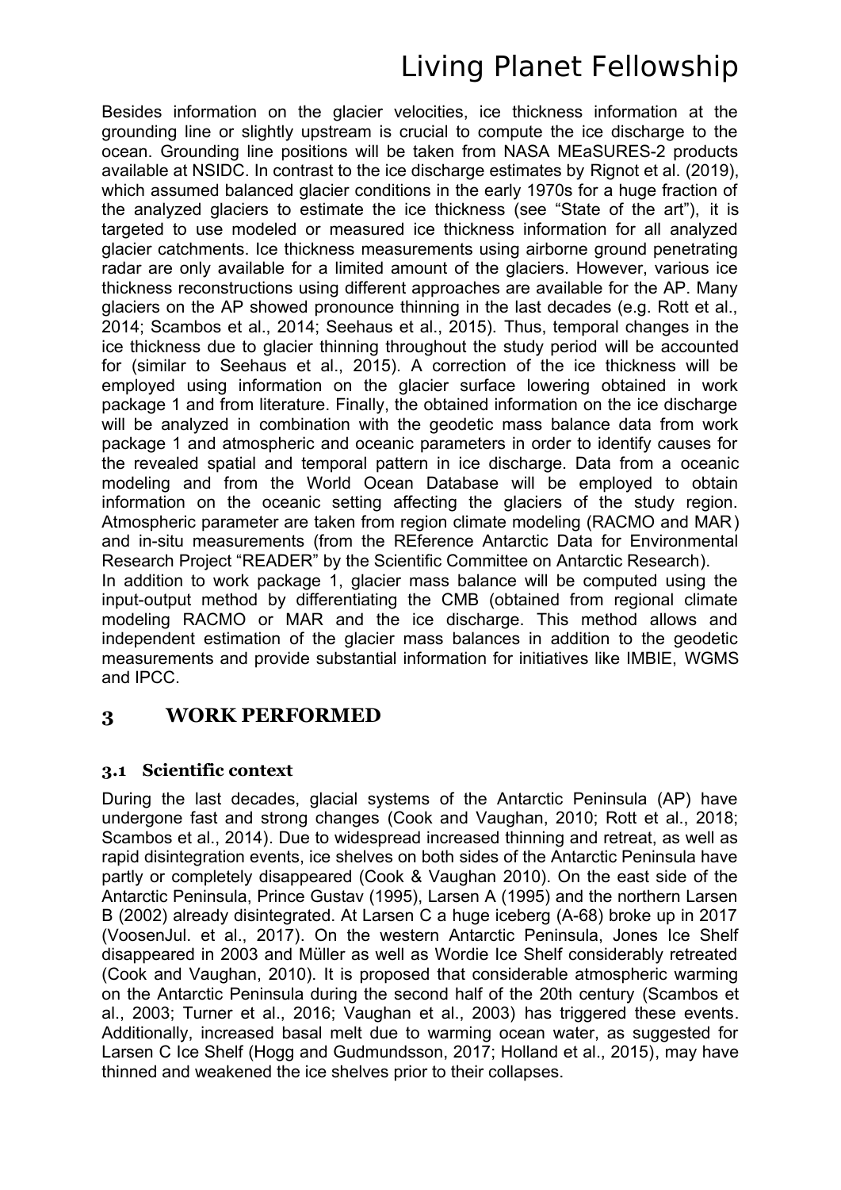Besides information on the glacier velocities, ice thickness information at the grounding line or slightly upstream is crucial to compute the ice discharge to the ocean. Grounding line positions will be taken from NASA MEaSURES-2 products available at NSIDC. In contrast to the ice discharge estimates by Rignot et al. (2019), which assumed balanced glacier conditions in the early 1970s for a huge fraction of the analyzed glaciers to estimate the ice thickness (see “State of the art”), it is targeted to use modeled or measured ice thickness information for all analyzed glacier catchments. Ice thickness measurements using airborne ground penetrating radar are only available for a limited amount of the glaciers. However, various ice thickness reconstructions using different approaches are available for the AP. Many glaciers on the AP showed pronounce thinning in the last decades (e.g. Rott et al., 2014; Scambos et al., 2014; Seehaus et al., 2015). Thus, temporal changes in the ice thickness due to glacier thinning throughout the study period will be accounted for (similar to Seehaus et al., 2015). A correction of the ice thickness will be employed using information on the glacier surface lowering obtained in work package 1 and from literature. Finally, the obtained information on the ice discharge will be analyzed in combination with the geodetic mass balance data from work package 1 and atmospheric and oceanic parameters in order to identify causes for the revealed spatial and temporal pattern in ice discharge. Data from a oceanic modeling and from the World Ocean Database will be employed to obtain information on the oceanic setting affecting the glaciers of the study region. Atmospheric parameter are taken from region climate modeling (RACMO and MAR) and in-situ measurements (from the REference Antarctic Data for Environmental Research Project “READER” by the Scientific Committee on Antarctic Research).
In addition to work package 1, glacier mass balance will be computed using the input-output method by differentiating the CMB (obtained from regional climate modeling RACMO or MAR and the ice discharge. This method allows and independent estimation of the glacier mass balances in addition to the geodetic measurements and provide substantial information for initiatives like IMBIE, WGMS and IPCC.

# 3 WORK PERFORMED

## 3.1 Scientific context

During the last decades, glacial systems of the Antarctic Peninsula (AP) have undergone fast and strong changes (Cook and Vaughan, 2010; Rott et al., 2018; Scambos et al., 2014). Due to widespread increased thinning and retreat, as well as rapid disintegration events, ice shelves on both sides of the Antarctic Peninsula have partly or completely disappeared (Cook & Vaughan 2010). On the east side of the Antarctic Peninsula, Prince Gustav (1995), Larsen A (1995) and the northern Larsen B (2002) already disintegrated. At Larsen C a huge iceberg (A-68) broke up in 2017 (VoosenJul. et al., 2017). On the western Antarctic Peninsula, Jones Ice Shelf disappeared in 2003 and Müller as well as Wordie Ice Shelf considerably retreated (Cook and Vaughan, 2010). It is proposed that considerable atmospheric warming on the Antarctic Peninsula during the second half of the 20th century (Scambos et al., 2003; Turner et al., 2016; Vaughan et al., 2003) has triggered these events. Additionally, increased basal melt due to warming ocean water, as suggested for Larsen C Ice Shelf (Hogg and Gudmundsson, 2017; Holland et al., 2015), may have thinned and weakened the ice shelves prior to their collapses.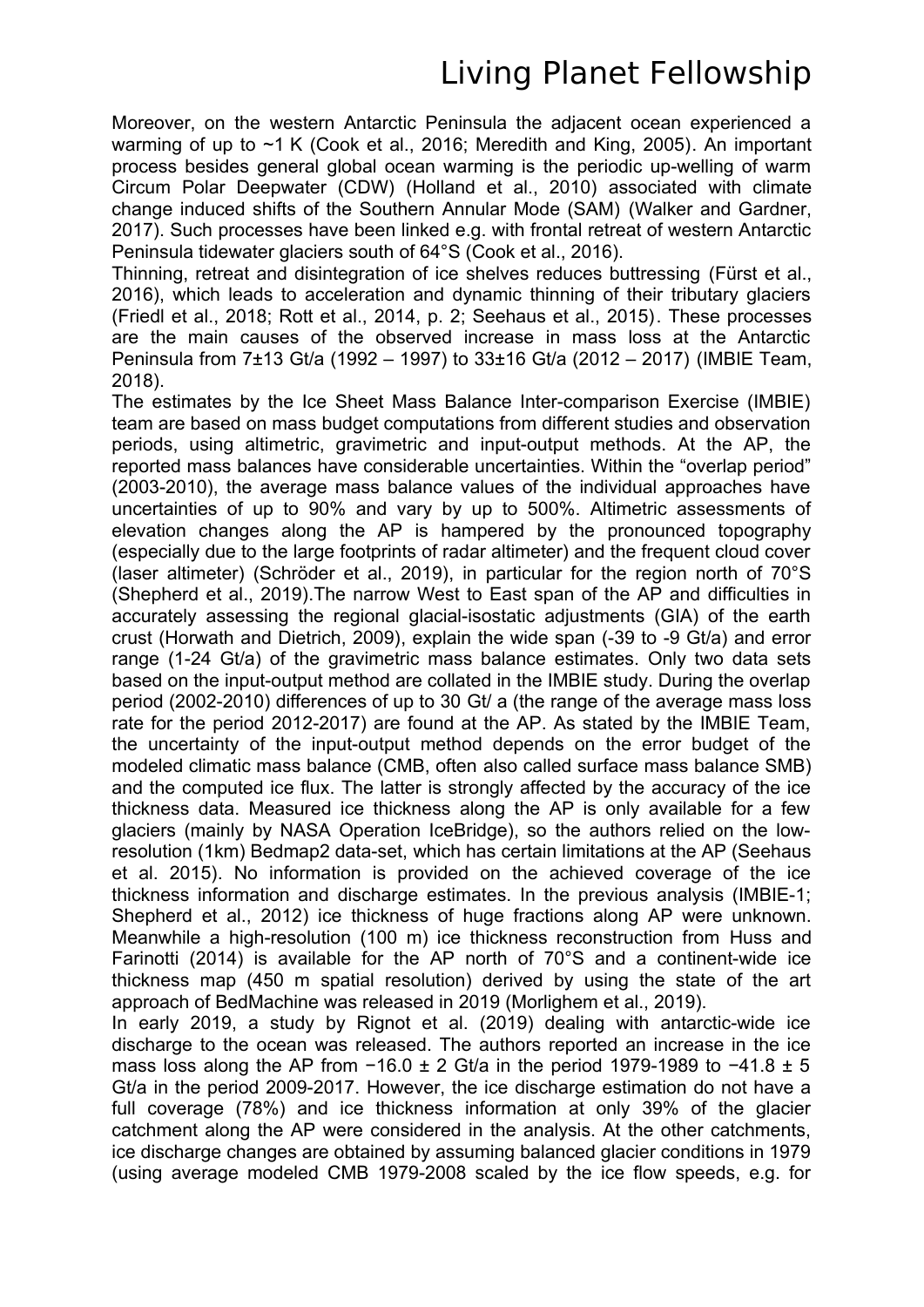Moreover, on the western Antarctic Peninsula the adjacent ocean experienced a warming of up to ~1 K (Cook et al., 2016; Meredith and King, 2005). An important process besides general global ocean warming is the periodic up-welling of warm Circum Polar Deepwater (CDW) (Holland et al., 2010) associated with climate change induced shifts of the Southern Annular Mode (SAM) (Walker and Gardner, 2017). Such processes have been linked e.g. with frontal retreat of western Antarctic Peninsula tidewater glaciers south of 64°S (Cook et al., 2016).

Thinning, retreat and disintegration of ice shelves reduces buttressing (Fürst et al., 2016), which leads to acceleration and dynamic thinning of their tributary glaciers (Friedl et al., 2018; Rott et al., 2014, p. 2; Seehaus et al., 2015). These processes are the main causes of the observed increase in mass loss at the Antarctic Peninsula from 7±13 Gt/a (1992 – 1997) to 33±16 Gt/a (2012 – 2017) (IMBIE Team, 2018).

The estimates by the Ice Sheet Mass Balance Inter-comparison Exercise (IMBIE) team are based on mass budget computations from different studies and observation periods, using altimetric, gravimetric and input-output methods. At the AP, the reported mass balances have considerable uncertainties. Within the "overlap period" (2003-2010), the average mass balance values of the individual approaches have uncertainties of up to 90% and vary by up to 500%. Altimetric assessments of elevation changes along the AP is hampered by the pronounced topography (especially due to the large footprints of radar altimeter) and the frequent cloud cover (laser altimeter) (Schröder et al., 2019), in particular for the region north of 70°S (Shepherd et al., 2019).The narrow West to East span of the AP and difficulties in accurately assessing the regional glacial-isostatic adjustments (GIA) of the earth crust (Horwath and Dietrich, 2009), explain the wide span (-39 to -9 Gt/a) and error range (1-24 Gt/a) of the gravimetric mass balance estimates. Only two data sets based on the input-output method are collated in the IMBIE study. During the overlap period (2002-2010) differences of up to 30 Gt/ a (the range of the average mass loss rate for the period 2012-2017) are found at the AP. As stated by the IMBIE Team, the uncertainty of the input-output method depends on the error budget of the modeled climatic mass balance (CMB, often also called surface mass balance SMB) and the computed ice flux. The latter is strongly affected by the accuracy of the ice thickness data. Measured ice thickness along the AP is only available for a few glaciers (mainly by NASA Operation IceBridge), so the authors relied on the low-resolution (1km) Bedmap2 data-set, which has certain limitations at the AP (Seehaus et al. 2015). No information is provided on the achieved coverage of the ice thickness information and discharge estimates. In the previous analysis (IMBIE-1; Shepherd et al., 2012) ice thickness of huge fractions along AP were unknown. Meanwhile a high-resolution (100 m) ice thickness reconstruction from Huss and Farinotti (2014) is available for the AP north of 70°S and a continent-wide ice thickness map (450 m spatial resolution) derived by using the state of the art approach of BedMachine was released in 2019 (Morlighem et al., 2019).

In early 2019, a study by Rignot et al. (2019) dealing with antarctic-wide ice discharge to the ocean was released. The authors reported an increase in the ice mass loss along the AP from −16.0 ± 2 Gt/a in the period 1979-1989 to −41.8 ± 5 Gt/a in the period 2009-2017. However, the ice discharge estimation do not have a full coverage (78%) and ice thickness information at only 39% of the glacier catchment along the AP were considered in the analysis. At the other catchments, ice discharge changes are obtained by assuming balanced glacier conditions in 1979 (using average modeled CMB 1979-2008 scaled by the ice flow speeds, e.g. for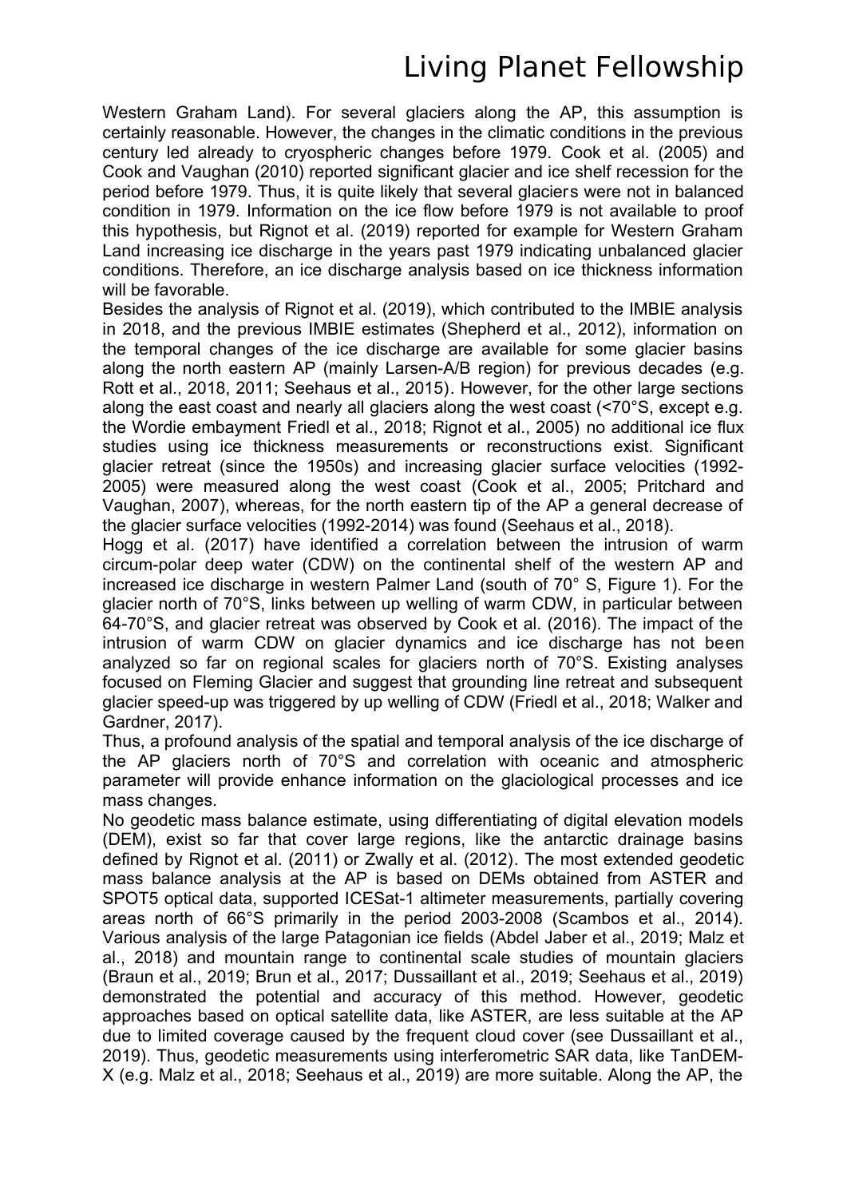Western Graham Land). For several glaciers along the AP, this assumption is certainly reasonable. However, the changes in the climatic conditions in the previous century led already to cryospheric changes before 1979. Cook et al. (2005) and Cook and Vaughan (2010) reported significant glacier and ice shelf recession for the period before 1979. Thus, it is quite likely that several glaciers were not in balanced condition in 1979. Information on the ice flow before 1979 is not available to proof this hypothesis, but Rignot et al. (2019) reported for example for Western Graham Land increasing ice discharge in the years past 1979 indicating unbalanced glacier conditions. Therefore, an ice discharge analysis based on ice thickness information will be favorable.

Besides the analysis of Rignot et al. (2019), which contributed to the IMBIE analysis in 2018, and the previous IMBIE estimates (Shepherd et al., 2012), information on the temporal changes of the ice discharge are available for some glacier basins along the north eastern AP (mainly Larsen-A/B region) for previous decades (e.g. Rott et al., 2018, 2011; Seehaus et al., 2015). However, for the other large sections along the east coast and nearly all glaciers along the west coast (<70°S, except e.g. the Wordie embayment Friedl et al., 2018; Rignot et al., 2005) no additional ice flux studies using ice thickness measurements or reconstructions exist. Significant glacier retreat (since the 1950s) and increasing glacier surface velocities (1992-2005) were measured along the west coast (Cook et al., 2005; Pritchard and Vaughan, 2007), whereas, for the north eastern tip of the AP a general decrease of the glacier surface velocities (1992-2014) was found (Seehaus et al., 2018).

Hogg et al. (2017) have identified a correlation between the intrusion of warm circum-polar deep water (CDW) on the continental shelf of the western AP and increased ice discharge in western Palmer Land (south of 70° S, Figure 1). For the glacier north of 70°S, links between up welling of warm CDW, in particular between 64-70°S, and glacier retreat was observed by Cook et al. (2016). The impact of the intrusion of warm CDW on glacier dynamics and ice discharge has not been analyzed so far on regional scales for glaciers north of 70°S. Existing analyses focused on Fleming Glacier and suggest that grounding line retreat and subsequent glacier speed-up was triggered by up welling of CDW (Friedl et al., 2018; Walker and Gardner, 2017).

Thus, a profound analysis of the spatial and temporal analysis of the ice discharge of the AP glaciers north of 70°S and correlation with oceanic and atmospheric parameter will provide enhance information on the glaciological processes and ice mass changes.

No geodetic mass balance estimate, using differentiating of digital elevation models (DEM), exist so far that cover large regions, like the antarctic drainage basins defined by Rignot et al. (2011) or Zwally et al. (2012). The most extended geodetic mass balance analysis at the AP is based on DEMs obtained from ASTER and SPOT5 optical data, supported ICESat-1 altimeter measurements, partially covering areas north of 66°S primarily in the period 2003-2008 (Scambos et al., 2014). Various analysis of the large Patagonian ice fields (Abdel Jaber et al., 2019; Malz et al., 2018) and mountain range to continental scale studies of mountain glaciers (Braun et al., 2019; Brun et al., 2017; Dussaillant et al., 2019; Seehaus et al., 2019) demonstrated the potential and accuracy of this method. However, geodetic approaches based on optical satellite data, like ASTER, are less suitable at the AP due to limited coverage caused by the frequent cloud cover (see Dussaillant et al., 2019). Thus, geodetic measurements using interferometric SAR data, like TanDEM-X (e.g. Malz et al., 2018; Seehaus et al., 2019) are more suitable. Along the AP, the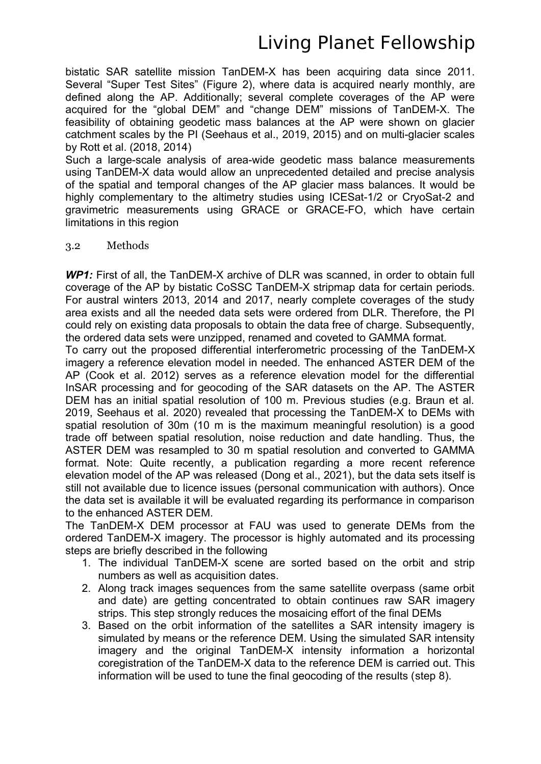bistatic SAR satellite mission TanDEM-X has been acquiring data since 2011. Several “Super Test Sites” (Figure 2), where data is acquired nearly monthly, are defined along the AP. Additionally; several complete coverages of the AP were acquired for the “global DEM” and “change DEM” missions of TanDEM-X. The feasibility of obtaining geodetic mass balances at the AP were shown on glacier catchment scales by the PI (Seehaus et al., 2019, 2015) and on multi-glacier scales by Rott et al. (2018, 2014)

Such a large-scale analysis of area-wide geodetic mass balance measurements using TanDEM-X data would allow an unprecedented detailed and precise analysis of the spatial and temporal changes of the AP glacier mass balances. It would be highly complementary to the altimetry studies using ICESat-1/2 or CryoSat-2 and gravimetric measurements using GRACE or GRACE-FO, which have certain limitations in this region

### 3.2 Methods

***WP1:*** First of all, the TanDEM-X archive of DLR was scanned, in order to obtain full coverage of the AP by bistatic CoSSC TanDEM-X stripmap data for certain periods. For austral winters 2013, 2014 and 2017, nearly complete coverages of the study area exists and all the needed data sets were ordered from DLR. Therefore, the PI could rely on existing data proposals to obtain the data free of charge. Subsequently, the ordered data sets were unzipped, renamed and coveted to GAMMA format.

To carry out the proposed differential interferometric processing of the TanDEM-X imagery a reference elevation model in needed. The enhanced ASTER DEM of the AP (Cook et al. 2012) serves as a reference elevation model for the differential InSAR processing and for geocoding of the SAR datasets on the AP. The ASTER DEM has an initial spatial resolution of 100 m. Previous studies (e.g. Braun et al. 2019, Seehaus et al. 2020) revealed that processing the TanDEM-X to DEMs with spatial resolution of 30m (10 m is the maximum meaningful resolution) is a good trade off between spatial resolution, noise reduction and date handling. Thus, the ASTER DEM was resampled to 30 m spatial resolution and converted to GAMMA format. Note: Quite recently, a publication regarding a more recent reference elevation model of the AP was released (Dong et al., 2021), but the data sets itself is still not available due to licence issues (personal communication with authors). Once the data set is available it will be evaluated regarding its performance in comparison to the enhanced ASTER DEM.

The TanDEM-X DEM processor at FAU was used to generate DEMs from the ordered TanDEM-X imagery. The processor is highly automated and its processing steps are briefly described in the following

1. The individual TanDEM-X scene are sorted based on the orbit and strip numbers as well as acquisition dates.
2. Along track images sequences from the same satellite overpass (same orbit and date) are getting concentrated to obtain continues raw SAR imagery strips. This step strongly reduces the mosaicing effort of the final DEMs
3. Based on the orbit information of the satellites a SAR intensity imagery is simulated by means or the reference DEM. Using the simulated SAR intensity imagery and the original TanDEM-X intensity information a horizontal coregistration of the TanDEM-X data to the reference DEM is carried out. This information will be used to tune the final geocoding of the results (step 8).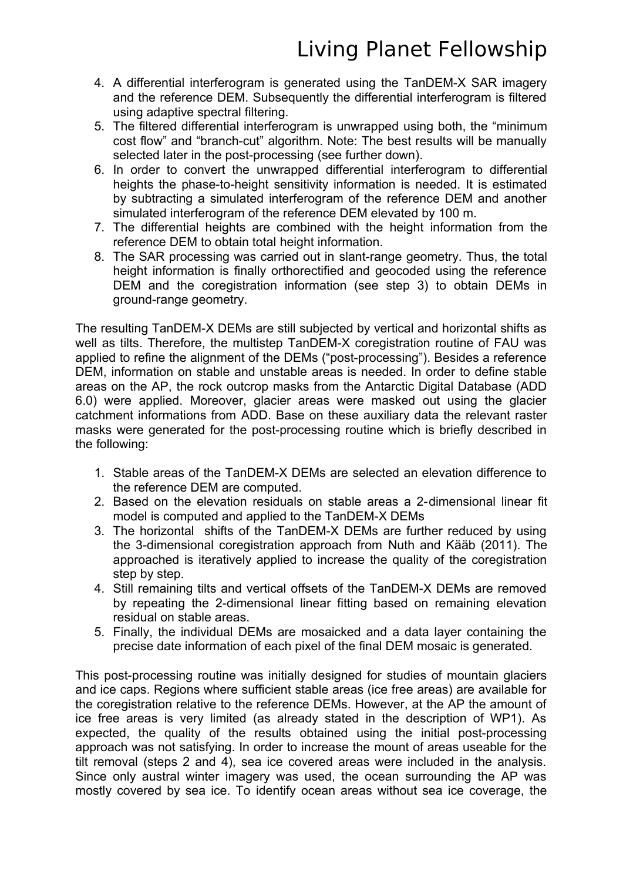4. A differential interferogram is generated using the TanDEM-X SAR imagery and the reference DEM. Subsequently the differential interferogram is filtered using adaptive spectral filtering.
5. The filtered differential interferogram is unwrapped using both, the "minimum cost flow" and "branch-cut" algorithm. Note: The best results will be manually selected later in the post-processing (see further down).
6. In order to convert the unwrapped differential interferogram to differential heights the phase-to-height sensitivity information is needed. It is estimated by subtracting a simulated interferogram of the reference DEM and another simulated interferogram of the reference DEM elevated by 100 m.
7. The differential heights are combined with the height information from the reference DEM to obtain total height information.
8. The SAR processing was carried out in slant-range geometry. Thus, the total height information is finally orthorectified and geocoded using the reference DEM and the coregistration information (see step 3) to obtain DEMs in ground-range geometry.

The resulting TanDEM-X DEMs are still subjected by vertical and horizontal shifts as well as tilts. Therefore, the multistep TanDEM-X coregistration routine of FAU was applied to refine the alignment of the DEMs ("post-processing"). Besides a reference DEM, information on stable and unstable areas is needed. In order to define stable areas on the AP, the rock outcrop masks from the Antarctic Digital Database (ADD 6.0) were applied. Moreover, glacier areas were masked out using the glacier catchment informations from ADD. Base on these auxiliary data the relevant raster masks were generated for the post-processing routine which is briefly described in the following:

1. Stable areas of the TanDEM-X DEMs are selected an elevation difference to the reference DEM are computed.
2. Based on the elevation residuals on stable areas a 2-dimensional linear fit model is computed and applied to the TanDEM-X DEMs
3. The horizontal shifts of the TanDEM-X DEMs are further reduced by using the 3-dimensional coregistration approach from Nuth and Kääb (2011). The approached is iteratively applied to increase the quality of the coregistration step by step.
4. Still remaining tilts and vertical offsets of the TanDEM-X DEMs are removed by repeating the 2-dimensional linear fitting based on remaining elevation residual on stable areas.
5. Finally, the individual DEMs are mosaicked and a data layer containing the precise date information of each pixel of the final DEM mosaic is generated.

This post-processing routine was initially designed for studies of mountain glaciers and ice caps. Regions where sufficient stable areas (ice free areas) are available for the coregistration relative to the reference DEMs. However, at the AP the amount of ice free areas is very limited (as already stated in the description of WP1). As expected, the quality of the results obtained using the initial post-processing approach was not satisfying. In order to increase the mount of areas useable for the tilt removal (steps 2 and 4), sea ice covered areas were included in the analysis. Since only austral winter imagery was used, the ocean surrounding the AP was mostly covered by sea ice. To identify ocean areas without sea ice coverage, the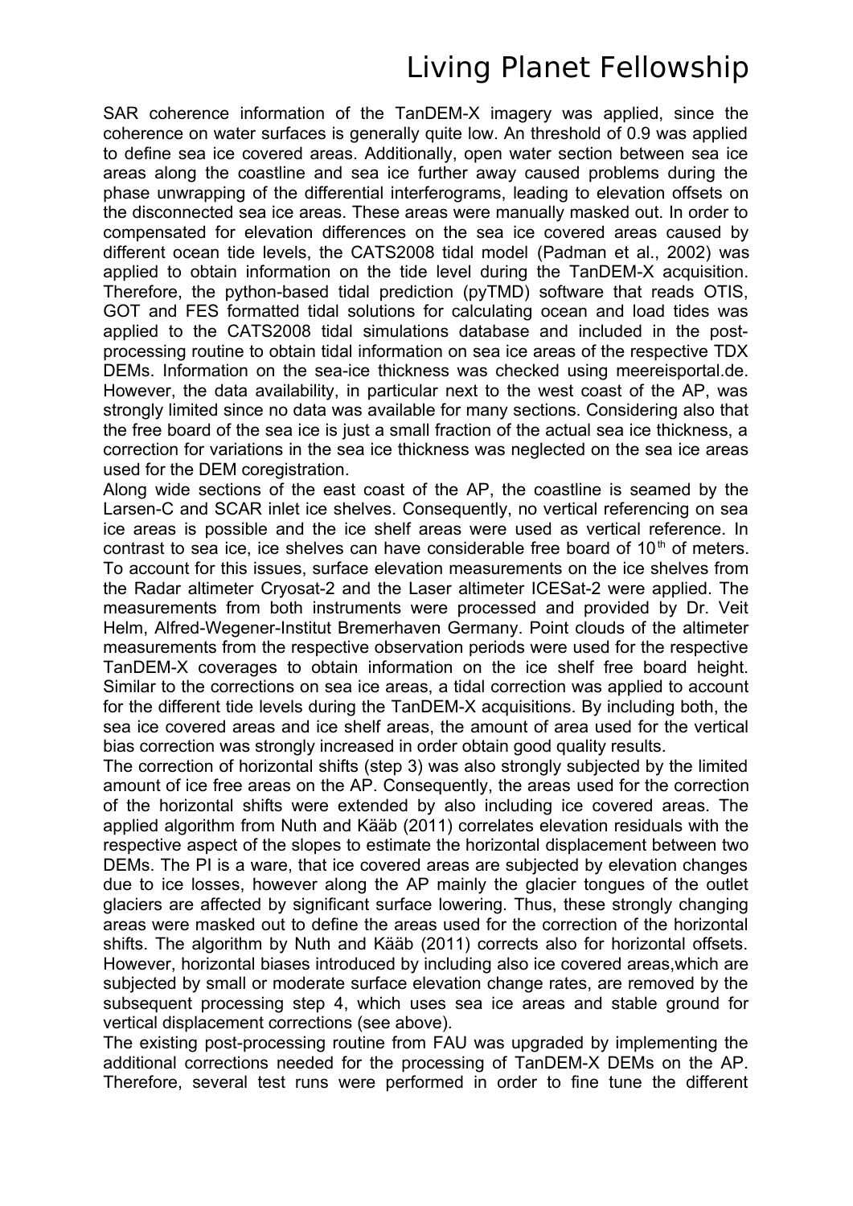SAR coherence information of the TanDEM-X imagery was applied, since the coherence on water surfaces is generally quite low. An threshold of 0.9 was applied to define sea ice covered areas. Additionally, open water section between sea ice areas along the coastline and sea ice further away caused problems during the phase unwrapping of the differential interferograms, leading to elevation offsets on the disconnected sea ice areas. These areas were manually masked out. In order to compensated for elevation differences on the sea ice covered areas caused by different ocean tide levels, the CATS2008 tidal model (Padman et al., 2002) was applied to obtain information on the tide level during the TanDEM-X acquisition. Therefore, the python-based tidal prediction (pyTMD) software that reads OTIS, GOT and FES formatted tidal solutions for calculating ocean and load tides was applied to the CATS2008 tidal simulations database and included in the post-processing routine to obtain tidal information on sea ice areas of the respective TDX DEMs. Information on the sea-ice thickness was checked using meereisportal.de. However, the data availability, in particular next to the west coast of the AP, was strongly limited since no data was available for many sections. Considering also that the free board of the sea ice is just a small fraction of the actual sea ice thickness, a correction for variations in the sea ice thickness was neglected on the sea ice areas used for the DEM coregistration.

Along wide sections of the east coast of the AP, the coastline is seamed by the Larsen-C and SCAR inlet ice shelves. Consequently, no vertical referencing on sea ice areas is possible and the ice shelf areas were used as vertical reference. In contrast to sea ice, ice shelves can have considerable free board of 10$^{th}$ of meters. To account for this issues, surface elevation measurements on the ice shelves from the Radar altimeter Cryosat-2 and the Laser altimeter ICESat-2 were applied. The measurements from both instruments were processed and provided by Dr. Veit Helm, Alfred-Wegener-Institut Bremerhaven Germany. Point clouds of the altimeter measurements from the respective observation periods were used for the respective TanDEM-X coverages to obtain information on the ice shelf free board height. Similar to the corrections on sea ice areas, a tidal correction was applied to account for the different tide levels during the TanDEM-X acquisitions. By including both, the sea ice covered areas and ice shelf areas, the amount of area used for the vertical bias correction was strongly increased in order obtain good quality results.

The correction of horizontal shifts (step 3) was also strongly subjected by the limited amount of ice free areas on the AP. Consequently, the areas used for the correction of the horizontal shifts were extended by also including ice covered areas. The applied algorithm from Nuth and Kääb (2011) correlates elevation residuals with the respective aspect of the slopes to estimate the horizontal displacement between two DEMs. The PI is a ware, that ice covered areas are subjected by elevation changes due to ice losses, however along the AP mainly the glacier tongues of the outlet glaciers are affected by significant surface lowering. Thus, these strongly changing areas were masked out to define the areas used for the correction of the horizontal shifts. The algorithm by Nuth and Kääb (2011) corrects also for horizontal offsets. However, horizontal biases introduced by including also ice covered areas,which are subjected by small or moderate surface elevation change rates, are removed by the subsequent processing step 4, which uses sea ice areas and stable ground for vertical displacement corrections (see above).

The existing post-processing routine from FAU was upgraded by implementing the additional corrections needed for the processing of TanDEM-X DEMs on the AP. Therefore, several test runs were performed in order to fine tune the different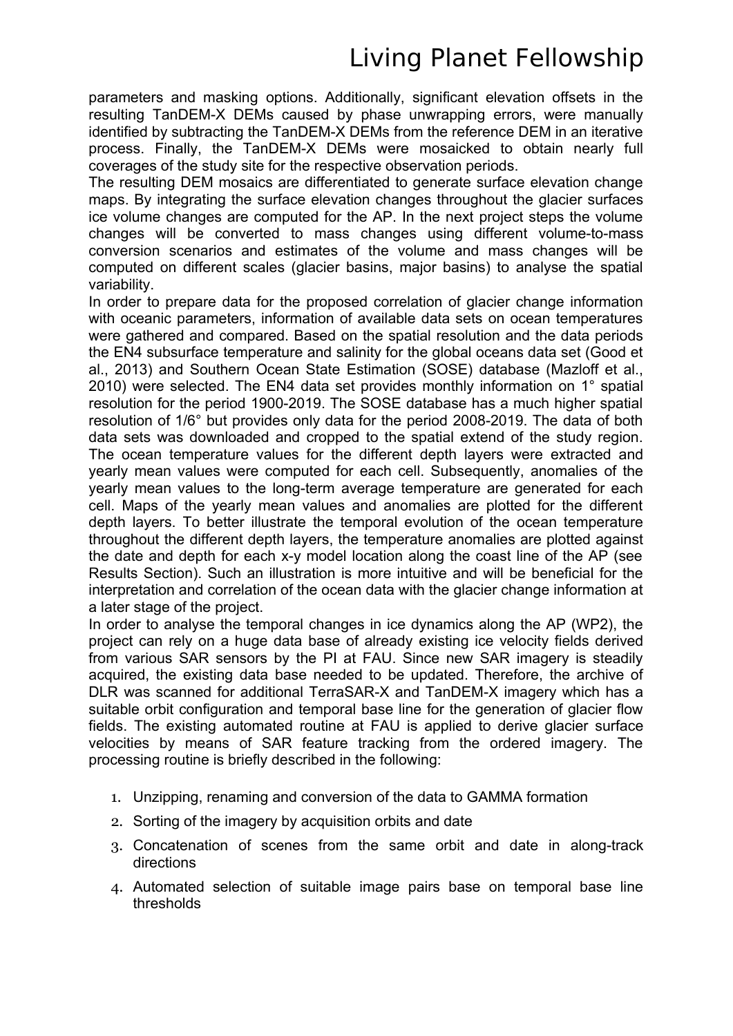parameters and masking options. Additionally, significant elevation offsets in the resulting TanDEM-X DEMs caused by phase unwrapping errors, were manually identified by subtracting the TanDEM-X DEMs from the reference DEM in an iterative process. Finally, the TanDEM-X DEMs were mosaicked to obtain nearly full coverages of the study site for the respective observation periods.

The resulting DEM mosaics are differentiated to generate surface elevation change maps. By integrating the surface elevation changes throughout the glacier surfaces ice volume changes are computed for the AP. In the next project steps the volume changes will be converted to mass changes using different volume-to-mass conversion scenarios and estimates of the volume and mass changes will be computed on different scales (glacier basins, major basins) to analyse the spatial variability.

In order to prepare data for the proposed correlation of glacier change information with oceanic parameters, information of available data sets on ocean temperatures were gathered and compared. Based on the spatial resolution and the data periods the EN4 subsurface temperature and salinity for the global oceans data set (Good et al., 2013) and Southern Ocean State Estimation (SOSE) database (Mazloff et al., 2010) were selected. The EN4 data set provides monthly information on 1° spatial resolution for the period 1900-2019. The SOSE database has a much higher spatial resolution of 1/6° but provides only data for the period 2008-2019. The data of both data sets was downloaded and cropped to the spatial extend of the study region. The ocean temperature values for the different depth layers were extracted and yearly mean values were computed for each cell. Subsequently, anomalies of the yearly mean values to the long-term average temperature are generated for each cell. Maps of the yearly mean values and anomalies are plotted for the different depth layers. To better illustrate the temporal evolution of the ocean temperature throughout the different depth layers, the temperature anomalies are plotted against the date and depth for each x-y model location along the coast line of the AP (see Results Section). Such an illustration is more intuitive and will be beneficial for the interpretation and correlation of the ocean data with the glacier change information at a later stage of the project.

In order to analyse the temporal changes in ice dynamics along the AP (WP2), the project can rely on a huge data base of already existing ice velocity fields derived from various SAR sensors by the PI at FAU. Since new SAR imagery is steadily acquired, the existing data base needed to be updated. Therefore, the archive of DLR was scanned for additional TerraSAR-X and TanDEM-X imagery which has a suitable orbit configuration and temporal base line for the generation of glacier flow fields. The existing automated routine at FAU is applied to derive glacier surface velocities by means of SAR feature tracking from the ordered imagery. The processing routine is briefly described in the following:

1. Unzipping, renaming and conversion of the data to GAMMA formation
2. Sorting of the imagery by acquisition orbits and date
3. Concatenation of scenes from the same orbit and date in along-track directions
4. Automated selection of suitable image pairs base on temporal base line thresholds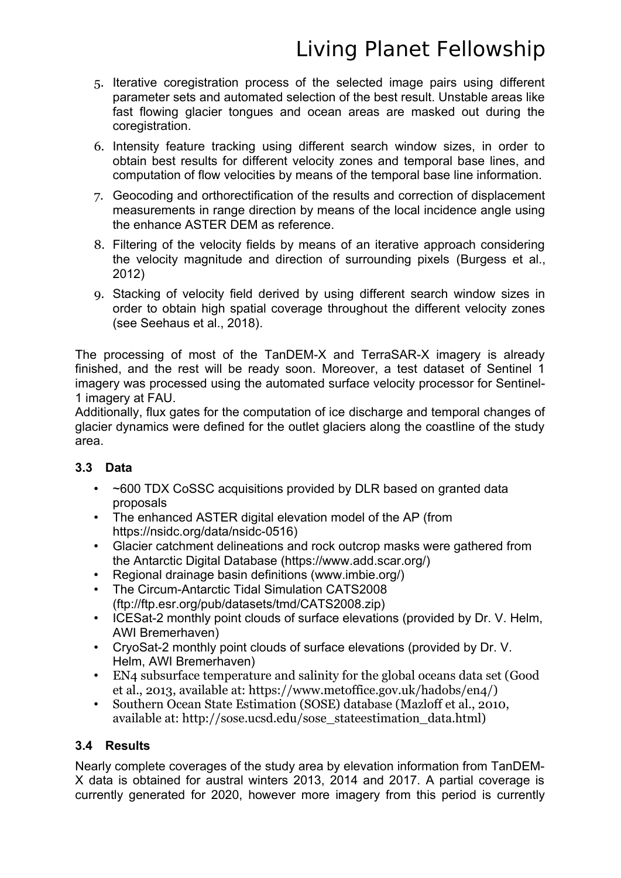5. Iterative coregistration process of the selected image pairs using different parameter sets and automated selection of the best result. Unstable areas like fast flowing glacier tongues and ocean areas are masked out during the coregistration.
6. Intensity feature tracking using different search window sizes, in order to obtain best results for different velocity zones and temporal base lines, and computation of flow velocities by means of the temporal base line information.
7. Geocoding and orthorectification of the results and correction of displacement measurements in range direction by means of the local incidence angle using the enhance ASTER DEM as reference.
8. Filtering of the velocity fields by means of an iterative approach considering the velocity magnitude and direction of surrounding pixels (Burgess et al., 2012)
9. Stacking of velocity field derived by using different search window sizes in order to obtain high spatial coverage throughout the different velocity zones (see Seehaus et al., 2018).

The processing of most of the TanDEM-X and TerraSAR-X imagery is already finished, and the rest will be ready soon. Moreover, a test dataset of Sentinel 1 imagery was processed using the automated surface velocity processor for Sentinel-1 imagery at FAU.

Additionally, flux gates for the computation of ice discharge and temporal changes of glacier dynamics were defined for the outlet glaciers along the coastline of the study area.

### 3.3 Data

- ~600 TDX CoSSC acquisitions provided by DLR based on granted data proposals
- The enhanced ASTER digital elevation model of the AP (from https://nsidc.org/data/nsidc-0516)
- Glacier catchment delineations and rock outcrop masks were gathered from the Antarctic Digital Database (https://www.add.scar.org/)
- Regional drainage basin definitions (www.imbie.org/)
- The Circum-Antarctic Tidal Simulation CATS2008 (ftp://ftp.esr.org/pub/datasets/tmd/CATS2008.zip)
- ICESat-2 monthly point clouds of surface elevations (provided by Dr. V. Helm, AWI Bremerhaven)
- CryoSat-2 monthly point clouds of surface elevations (provided by Dr. V. Helm, AWI Bremerhaven)
- EN4 subsurface temperature and salinity for the global oceans data set (Good et al., 2013, available at: https://www.metoffice.gov.uk/hadobs/en4/)
- Southern Ocean State Estimation (SOSE) database (Mazloff et al., 2010, available at: http://sose.ucsd.edu/sose_stateestimation_data.html)

### 3.4 Results

Nearly complete coverages of the study area by elevation information from TanDEM-X data is obtained for austral winters 2013, 2014 and 2017. A partial coverage is currently generated for 2020, however more imagery from this period is currently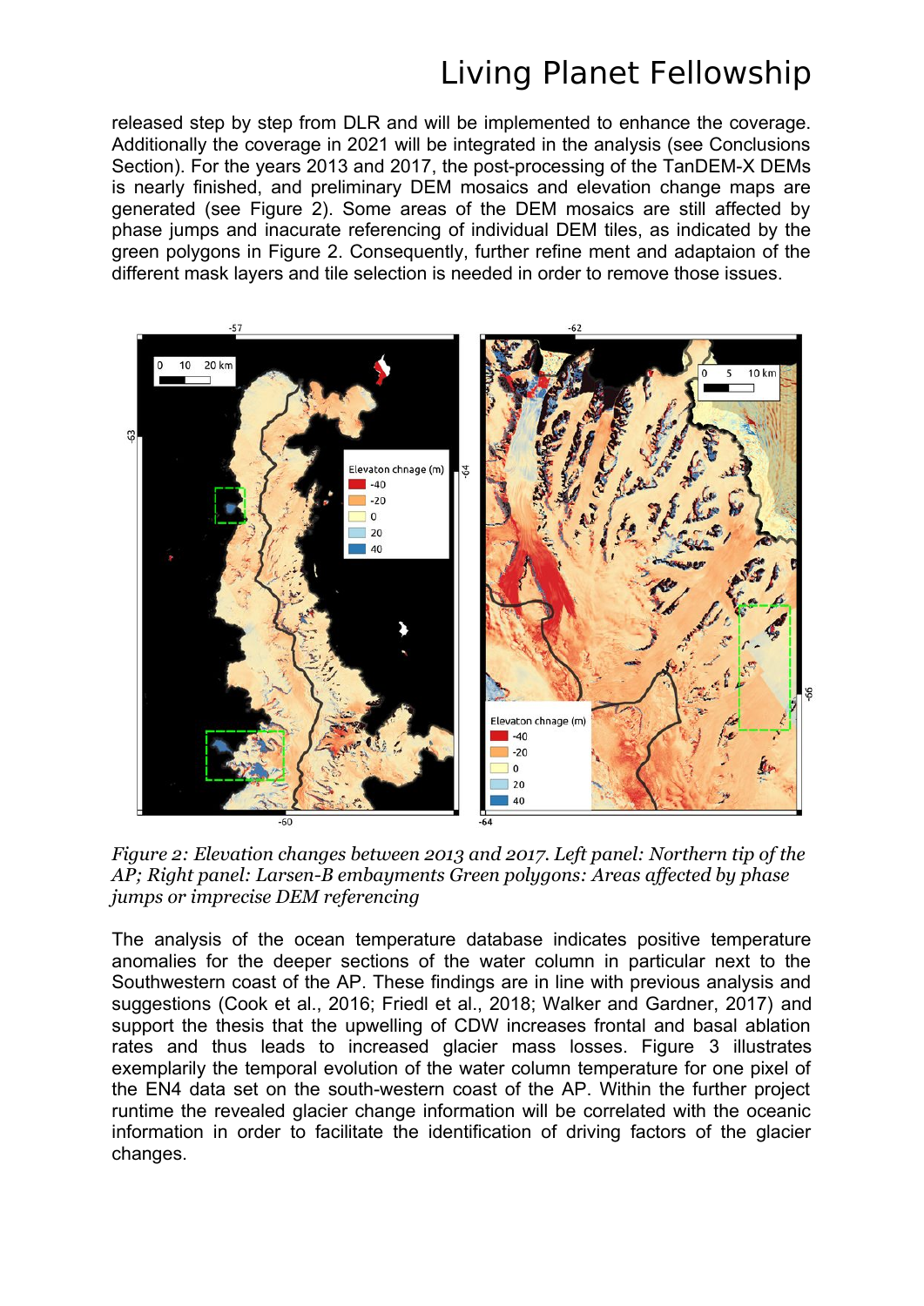released step by step from DLR and will be implemented to enhance the coverage. Additionally the coverage in 2021 will be integrated in the analysis (see Conclusions Section). For the years 2013 and 2017, the post-processing of the TanDEM-X DEMs is nearly finished, and preliminary DEM mosaics and elevation change maps are generated (see Figure 2). Some areas of the DEM mosaics are still affected by phase jumps and inacurate referencing of individual DEM tiles, as indicated by the green polygons in Figure 2. Consequently, further refine ment and adaptaion of the different mask layers and tile selection is needed in order to remove those issues.

*Figure 2: Elevation changes between 2013 and 2017. Left panel: Northern tip of the AP; Right panel: Larsen-B embayments Green polygons: Areas affected by phase jumps or imprecise DEM referencing*

The analysis of the ocean temperature database indicates positive temperature anomalies for the deeper sections of the water column in particular next to the Southwestern coast of the AP. These findings are in line with previous analysis and suggestions (Cook et al., 2016; Friedl et al., 2018; Walker and Gardner, 2017) and support the thesis that the upwelling of CDW increases frontal and basal ablation rates and thus leads to increased glacier mass losses. Figure 3 illustrates exemplarily the temporal evolution of the water column temperature for one pixel of the EN4 data set on the south-western coast of the AP. Within the further project runtime the revealed glacier change information will be correlated with the oceanic information in order to facilitate the identification of driving factors of the glacier changes.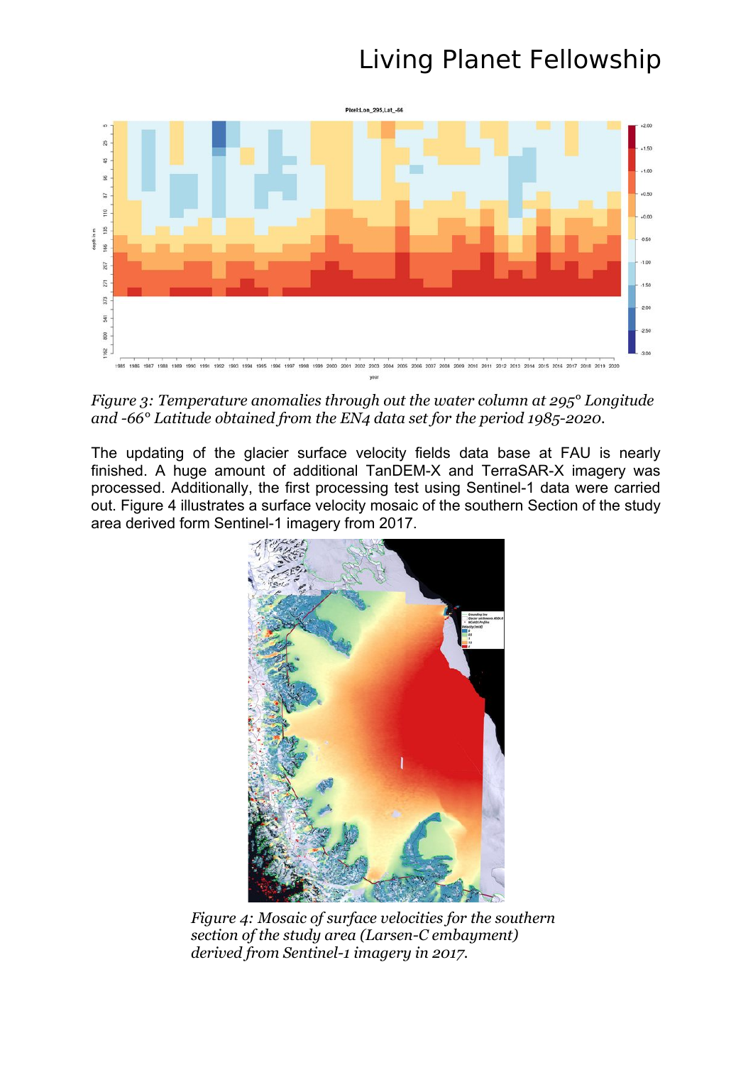*Figure 3: Temperature anomalies through out the water column at 295° Longitude and -66° Latitude obtained from the EN4 data set for the period 1985-2020.*

The updating of the glacier surface velocity fields data base at FAU is nearly finished. A huge amount of additional TanDEM-X and TerraSAR-X imagery was processed. Additionally, the first processing test using Sentinel-1 data were carried out. Figure 4 illustrates a surface velocity mosaic of the southern Section of the study area derived form Sentinel-1 imagery from 2017.

*Figure 4: Mosaic of surface velocities for the southern section of the study area (Larsen-C embayment) derived from Sentinel-1 imagery in 2017.*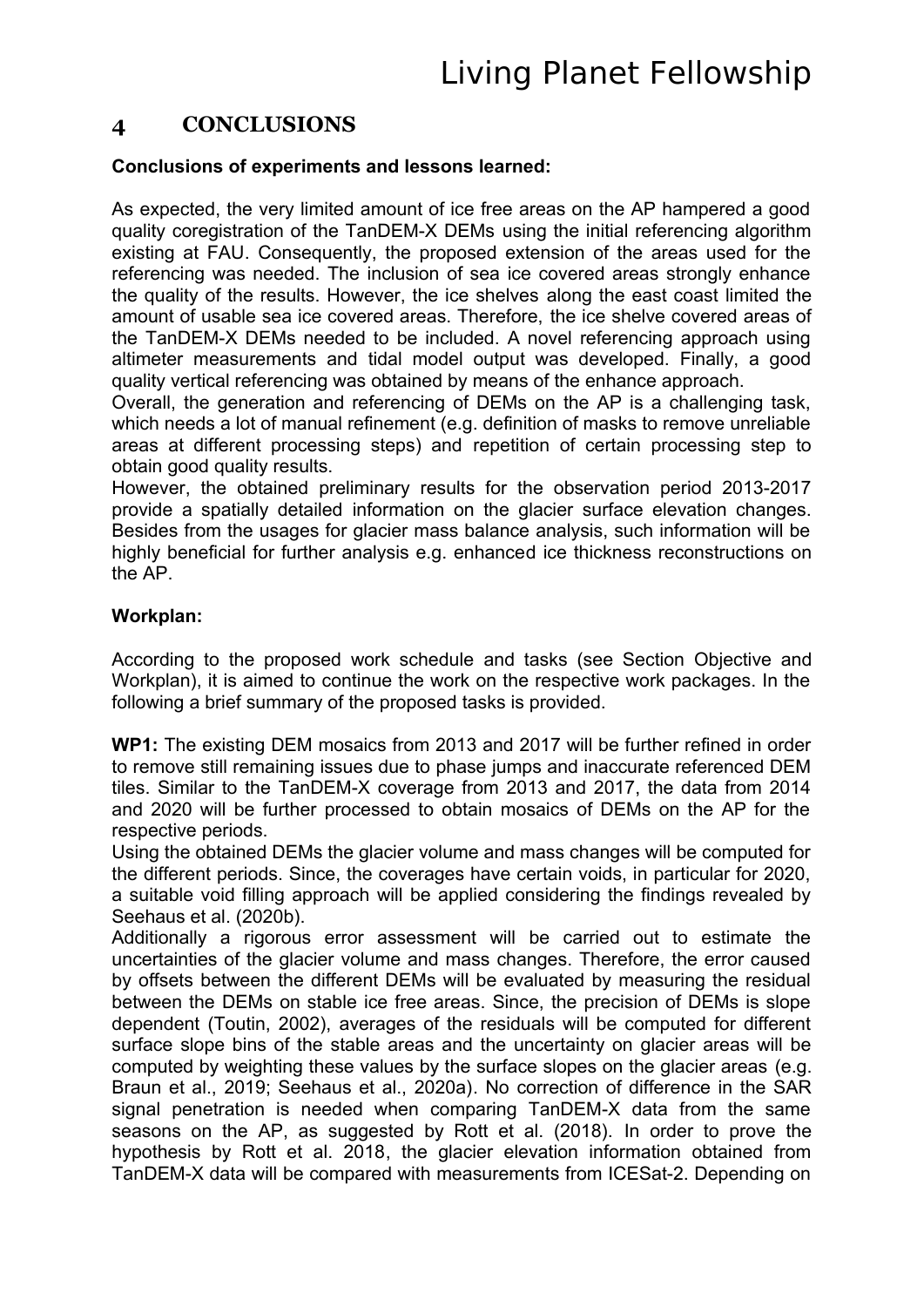## 4 CONCLUSIONS

**Conclusions of experiments and lessons learned:**

As expected, the very limited amount of ice free areas on the AP hampered a good quality coregistration of the TanDEM-X DEMs using the initial referencing algorithm existing at FAU. Consequently, the proposed extension of the areas used for the referencing was needed. The inclusion of sea ice covered areas strongly enhance the quality of the results. However, the ice shelves along the east coast limited the amount of usable sea ice covered areas. Therefore, the ice shelve covered areas of the TanDEM-X DEMs needed to be included. A novel referencing approach using altimeter measurements and tidal model output was developed. Finally, a good quality vertical referencing was obtained by means of the enhance approach.
Overall, the generation and referencing of DEMs on the AP is a challenging task, which needs a lot of manual refinement (e.g. definition of masks to remove unreliable areas at different processing steps) and repetition of certain processing step to obtain good quality results.
However, the obtained preliminary results for the observation period 2013-2017 provide a spatially detailed information on the glacier surface elevation changes. Besides from the usages for glacier mass balance analysis, such information will be highly beneficial for further analysis e.g. enhanced ice thickness reconstructions on the AP.

**Workplan:**

According to the proposed work schedule and tasks (see Section Objective and Workplan), it is aimed to continue the work on the respective work packages. In the following a brief summary of the proposed tasks is provided.

**WP1:** The existing DEM mosaics from 2013 and 2017 will be further refined in order to remove still remaining issues due to phase jumps and inaccurate referenced DEM tiles. Similar to the TanDEM-X coverage from 2013 and 2017, the data from 2014 and 2020 will be further processed to obtain mosaics of DEMs on the AP for the respective periods.
Using the obtained DEMs the glacier volume and mass changes will be computed for the different periods. Since, the coverages have certain voids, in particular for 2020, a suitable void filling approach will be applied considering the findings revealed by Seehaus et al. (2020b).
Additionally a rigorous error assessment will be carried out to estimate the uncertainties of the glacier volume and mass changes. Therefore, the error caused by offsets between the different DEMs will be evaluated by measuring the residual between the DEMs on stable ice free areas. Since, the precision of DEMs is slope dependent (Toutin, 2002), averages of the residuals will be computed for different surface slope bins of the stable areas and the uncertainty on glacier areas will be computed by weighting these values by the surface slopes on the glacier areas (e.g. Braun et al., 2019; Seehaus et al., 2020a). No correction of difference in the SAR signal penetration is needed when comparing TanDEM-X data from the same seasons on the AP, as suggested by Rott et al. (2018). In order to prove the hypothesis by Rott et al. 2018, the glacier elevation information obtained from TanDEM-X data will be compared with measurements from ICESat-2. Depending on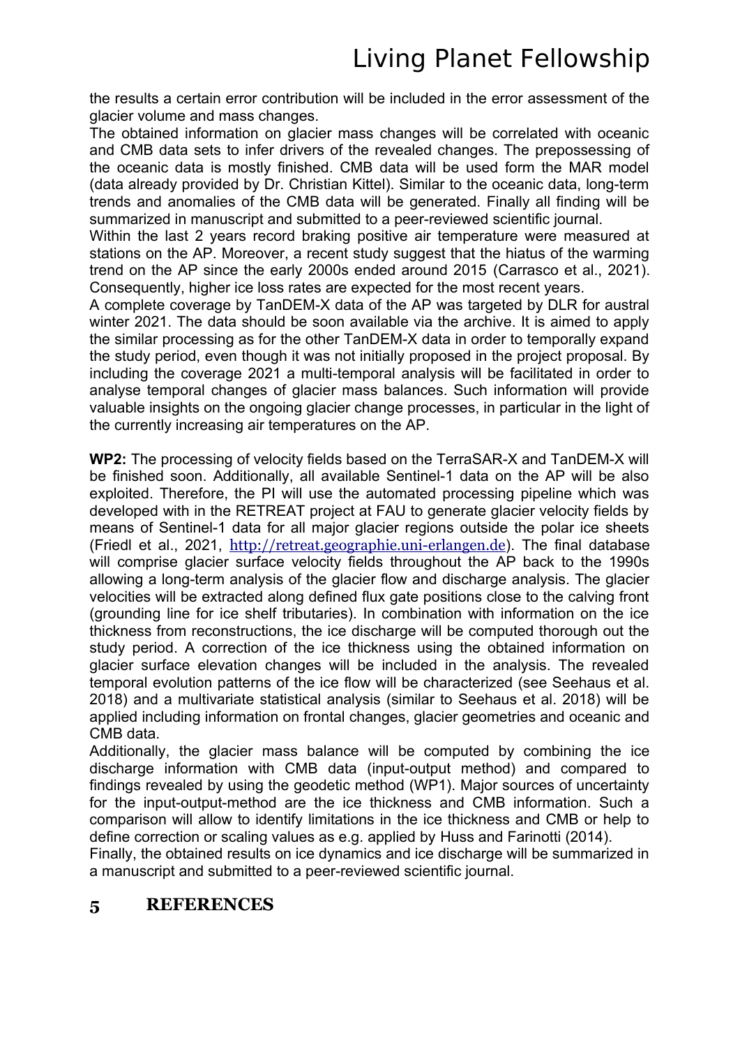the results a certain error contribution will be included in the error assessment of the glacier volume and mass changes.

The obtained information on glacier mass changes will be correlated with oceanic and CMB data sets to infer drivers of the revealed changes. The prepossessing of the oceanic data is mostly finished. CMB data will be used form the MAR model (data already provided by Dr. Christian Kittel). Similar to the oceanic data, long-term trends and anomalies of the CMB data will be generated. Finally all finding will be summarized in manuscript and submitted to a peer-reviewed scientific journal.

Within the last 2 years record braking positive air temperature were measured at stations on the AP. Moreover, a recent study suggest that the hiatus of the warming trend on the AP since the early 2000s ended around 2015 (Carrasco et al., 2021). Consequently, higher ice loss rates are expected for the most recent years.

A complete coverage by TanDEM-X data of the AP was targeted by DLR for austral winter 2021. The data should be soon available via the archive. It is aimed to apply the similar processing as for the other TanDEM-X data in order to temporally expand the study period, even though it was not initially proposed in the project proposal. By including the coverage 2021 a multi-temporal analysis will be facilitated in order to analyse temporal changes of glacier mass balances. Such information will provide valuable insights on the ongoing glacier change processes, in particular in the light of the currently increasing air temperatures on the AP.

**WP2:** The processing of velocity fields based on the TerraSAR-X and TanDEM-X will be finished soon. Additionally, all available Sentinel-1 data on the AP will be also exploited. Therefore, the PI will use the automated processing pipeline which was developed with in the RETREAT project at FAU to generate glacier velocity fields by means of Sentinel-1 data for all major glacier regions outside the polar ice sheets (Friedl et al., 2021, http://retreat.geographie.uni-erlangen.de). The final database will comprise glacier surface velocity fields throughout the AP back to the 1990s allowing a long-term analysis of the glacier flow and discharge analysis. The glacier velocities will be extracted along defined flux gate positions close to the calving front (grounding line for ice shelf tributaries). In combination with information on the ice thickness from reconstructions, the ice discharge will be computed thorough out the study period. A correction of the ice thickness using the obtained information on glacier surface elevation changes will be included in the analysis. The revealed temporal evolution patterns of the ice flow will be characterized (see Seehaus et al. 2018) and a multivariate statistical analysis (similar to Seehaus et al. 2018) will be applied including information on frontal changes, glacier geometries and oceanic and CMB data.

Additionally, the glacier mass balance will be computed by combining the ice discharge information with CMB data (input-output method) and compared to findings revealed by using the geodetic method (WP1). Major sources of uncertainty for the input-output-method are the ice thickness and CMB information. Such a comparison will allow to identify limitations in the ice thickness and CMB or help to define correction or scaling values as e.g. applied by Huss and Farinotti (2014).

Finally, the obtained results on ice dynamics and ice discharge will be summarized in a manuscript and submitted to a peer-reviewed scientific journal.

# 5 REFERENCES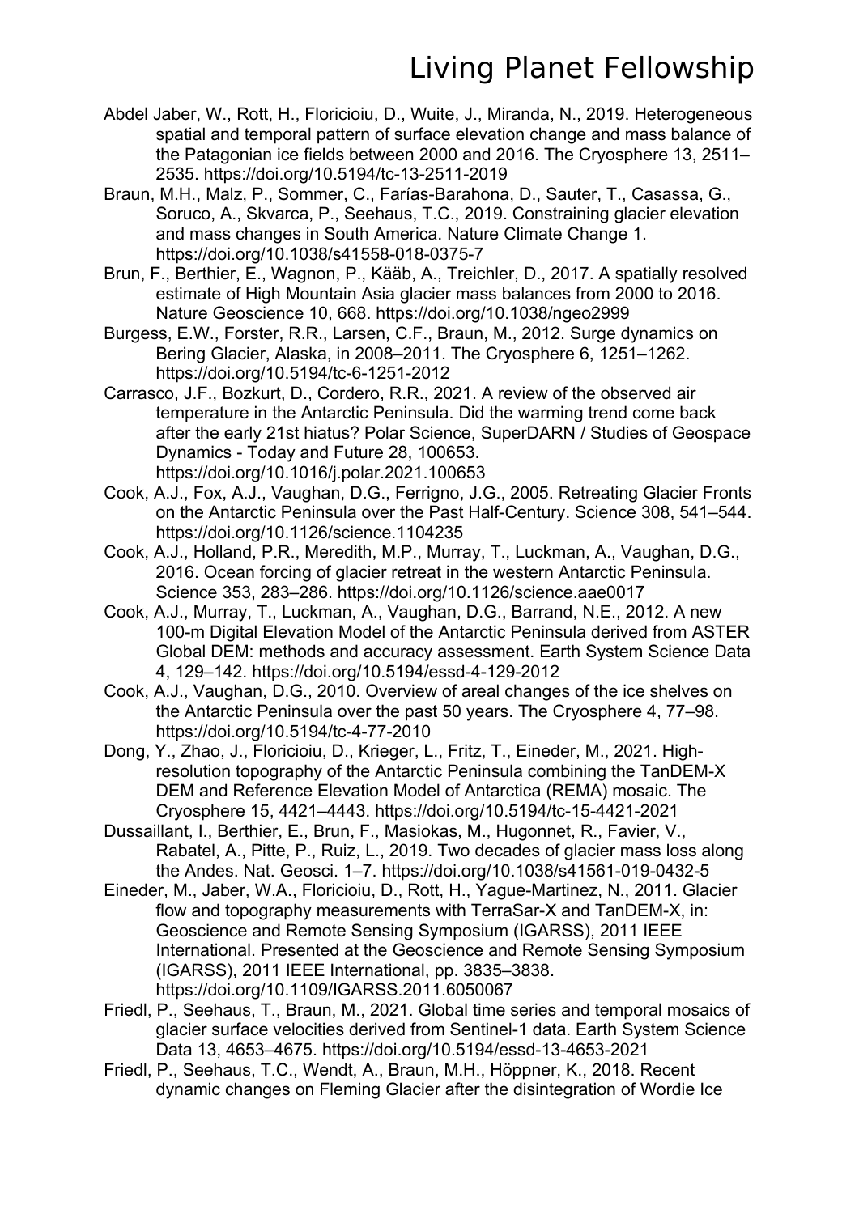Abdel Jaber, W., Rott, H., Floricioiu, D., Wuite, J., Miranda, N., 2019. Heterogeneous spatial and temporal pattern of surface elevation change and mass balance of the Patagonian ice fields between 2000 and 2016. The Cryosphere 13, 2511–2535. https://doi.org/10.5194/tc-13-2511-2019

Braun, M.H., Malz, P., Sommer, C., Farías-Barahona, D., Sauter, T., Casassa, G., Soruco, A., Skvarca, P., Seehaus, T.C., 2019. Constraining glacier elevation and mass changes in South America. Nature Climate Change 1. https://doi.org/10.1038/s41558-018-0375-7

Brun, F., Berthier, E., Wagnon, P., Kääb, A., Treichler, D., 2017. A spatially resolved estimate of High Mountain Asia glacier mass balances from 2000 to 2016. Nature Geoscience 10, 668. https://doi.org/10.1038/ngeo2999

Burgess, E.W., Forster, R.R., Larsen, C.F., Braun, M., 2012. Surge dynamics on Bering Glacier, Alaska, in 2008–2011. The Cryosphere 6, 1251–1262. https://doi.org/10.5194/tc-6-1251-2012

Carrasco, J.F., Bozkurt, D., Cordero, R.R., 2021. A review of the observed air temperature in the Antarctic Peninsula. Did the warming trend come back after the early 21st hiatus? Polar Science, SuperDARN / Studies of Geospace Dynamics - Today and Future 28, 100653. https://doi.org/10.1016/j.polar.2021.100653

Cook, A.J., Fox, A.J., Vaughan, D.G., Ferrigno, J.G., 2005. Retreating Glacier Fronts on the Antarctic Peninsula over the Past Half-Century. Science 308, 541–544. https://doi.org/10.1126/science.1104235

Cook, A.J., Holland, P.R., Meredith, M.P., Murray, T., Luckman, A., Vaughan, D.G., 2016. Ocean forcing of glacier retreat in the western Antarctic Peninsula. Science 353, 283–286. https://doi.org/10.1126/science.aae0017

Cook, A.J., Murray, T., Luckman, A., Vaughan, D.G., Barrand, N.E., 2012. A new 100-m Digital Elevation Model of the Antarctic Peninsula derived from ASTER Global DEM: methods and accuracy assessment. Earth System Science Data 4, 129–142. https://doi.org/10.5194/essd-4-129-2012

Cook, A.J., Vaughan, D.G., 2010. Overview of areal changes of the ice shelves on the Antarctic Peninsula over the past 50 years. The Cryosphere 4, 77–98. https://doi.org/10.5194/tc-4-77-2010

Dong, Y., Zhao, J., Floricioiu, D., Krieger, L., Fritz, T., Eineder, M., 2021. High-resolution topography of the Antarctic Peninsula combining the TanDEM-X DEM and Reference Elevation Model of Antarctica (REMA) mosaic. The Cryosphere 15, 4421–4443. https://doi.org/10.5194/tc-15-4421-2021

Dussaillant, I., Berthier, E., Brun, F., Masiokas, M., Hugonnet, R., Favier, V., Rabatel, A., Pitte, P., Ruiz, L., 2019. Two decades of glacier mass loss along the Andes. Nat. Geosci. 1–7. https://doi.org/10.1038/s41561-019-0432-5

Eineder, M., Jaber, W.A., Floricioiu, D., Rott, H., Yague-Martinez, N., 2011. Glacier flow and topography measurements with TerraSar-X and TanDEM-X, in: Geoscience and Remote Sensing Symposium (IGARSS), 2011 IEEE International. Presented at the Geoscience and Remote Sensing Symposium (IGARSS), 2011 IEEE International, pp. 3835–3838. https://doi.org/10.1109/IGARSS.2011.6050067

Friedl, P., Seehaus, T., Braun, M., 2021. Global time series and temporal mosaics of glacier surface velocities derived from Sentinel-1 data. Earth System Science Data 13, 4653–4675. https://doi.org/10.5194/essd-13-4653-2021

Friedl, P., Seehaus, T.C., Wendt, A., Braun, M.H., Höppner, K., 2018. Recent dynamic changes on Fleming Glacier after the disintegration of Wordie Ice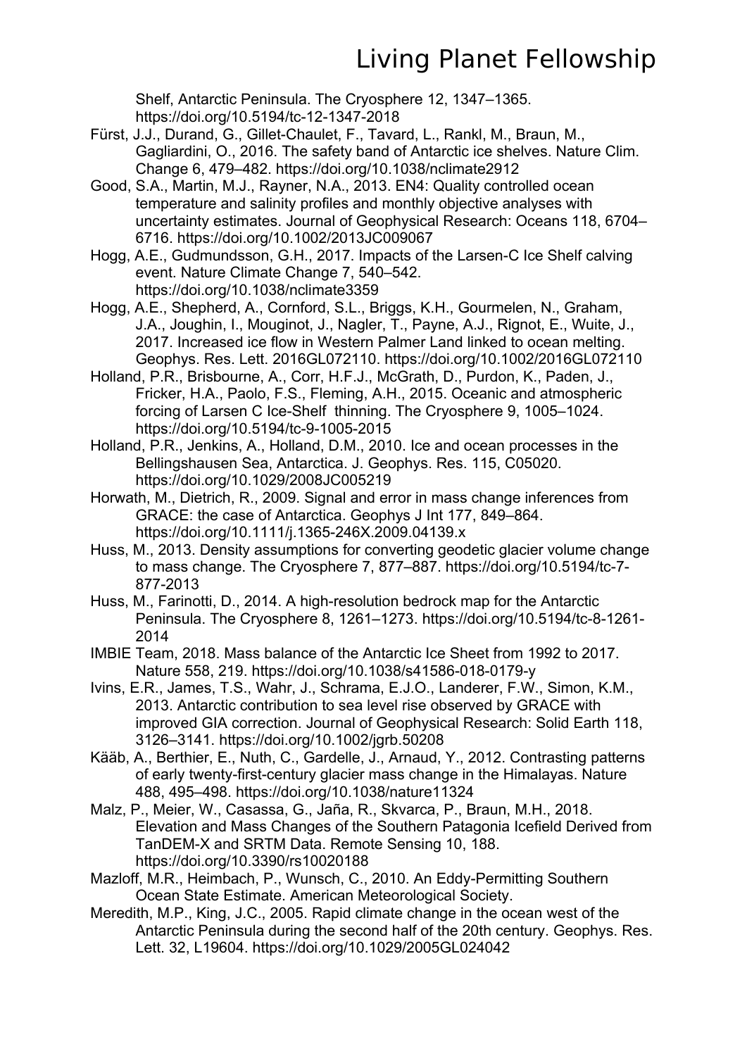Shelf, Antarctic Peninsula. The Cryosphere 12, 1347–1365. https://doi.org/10.5194/tc-12-1347-2018

Fürst, J.J., Durand, G., Gillet-Chaulet, F., Tavard, L., Rankl, M., Braun, M., Gagliardini, O., 2016. The safety band of Antarctic ice shelves. Nature Clim. Change 6, 479–482. https://doi.org/10.1038/nclimate2912

Good, S.A., Martin, M.J., Rayner, N.A., 2013. EN4: Quality controlled ocean temperature and salinity profiles and monthly objective analyses with uncertainty estimates. Journal of Geophysical Research: Oceans 118, 6704–6716. https://doi.org/10.1002/2013JC009067

Hogg, A.E., Gudmundsson, G.H., 2017. Impacts of the Larsen-C Ice Shelf calving event. Nature Climate Change 7, 540–542. https://doi.org/10.1038/nclimate3359

Hogg, A.E., Shepherd, A., Cornford, S.L., Briggs, K.H., Gourmelen, N., Graham, J.A., Joughin, I., Mouginot, J., Nagler, T., Payne, A.J., Rignot, E., Wuite, J., 2017. Increased ice flow in Western Palmer Land linked to ocean melting. Geophys. Res. Lett. 2016GL072110. https://doi.org/10.1002/2016GL072110

Holland, P.R., Brisbourne, A., Corr, H.F.J., McGrath, D., Purdon, K., Paden, J., Fricker, H.A., Paolo, F.S., Fleming, A.H., 2015. Oceanic and atmospheric forcing of Larsen C Ice-Shelf thinning. The Cryosphere 9, 1005–1024. https://doi.org/10.5194/tc-9-1005-2015

Holland, P.R., Jenkins, A., Holland, D.M., 2010. Ice and ocean processes in the Bellingshausen Sea, Antarctica. J. Geophys. Res. 115, C05020. https://doi.org/10.1029/2008JC005219

Horwath, M., Dietrich, R., 2009. Signal and error in mass change inferences from GRACE: the case of Antarctica. Geophys J Int 177, 849–864. https://doi.org/10.1111/j.1365-246X.2009.04139.x

Huss, M., 2013. Density assumptions for converting geodetic glacier volume change to mass change. The Cryosphere 7, 877–887. https://doi.org/10.5194/tc-7-877-2013

Huss, M., Farinotti, D., 2014. A high-resolution bedrock map for the Antarctic Peninsula. The Cryosphere 8, 1261–1273. https://doi.org/10.5194/tc-8-1261-2014

IMBIE Team, 2018. Mass balance of the Antarctic Ice Sheet from 1992 to 2017. Nature 558, 219. https://doi.org/10.1038/s41586-018-0179-y

Ivins, E.R., James, T.S., Wahr, J., Schrama, E.J.O., Landerer, F.W., Simon, K.M., 2013. Antarctic contribution to sea level rise observed by GRACE with improved GIA correction. Journal of Geophysical Research: Solid Earth 118, 3126–3141. https://doi.org/10.1002/jgrb.50208

Kääb, A., Berthier, E., Nuth, C., Gardelle, J., Arnaud, Y., 2012. Contrasting patterns of early twenty-first-century glacier mass change in the Himalayas. Nature 488, 495–498. https://doi.org/10.1038/nature11324

Malz, P., Meier, W., Casassa, G., Jaña, R., Skvarca, P., Braun, M.H., 2018. Elevation and Mass Changes of the Southern Patagonia Icefield Derived from TanDEM-X and SRTM Data. Remote Sensing 10, 188. https://doi.org/10.3390/rs10020188

Mazloff, M.R., Heimbach, P., Wunsch, C., 2010. An Eddy-Permitting Southern Ocean State Estimate. American Meteorological Society.

Meredith, M.P., King, J.C., 2005. Rapid climate change in the ocean west of the Antarctic Peninsula during the second half of the 20th century. Geophys. Res. Lett. 32, L19604. https://doi.org/10.1029/2005GL024042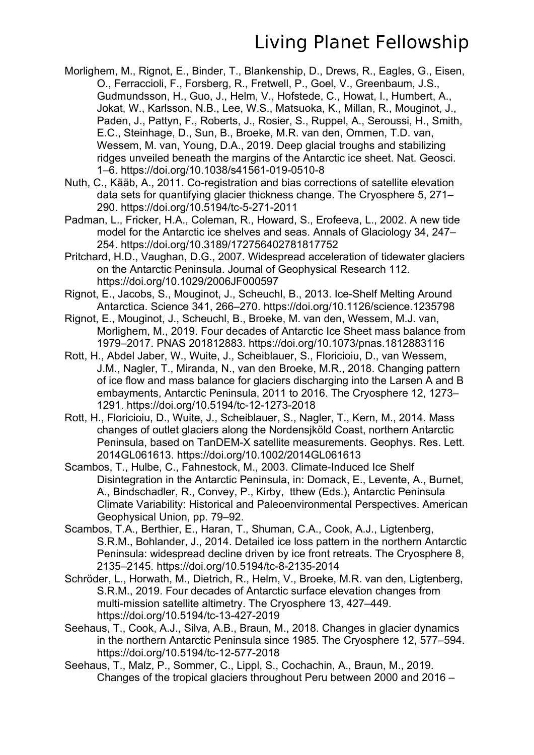Morlighem, M., Rignot, E., Binder, T., Blankenship, D., Drews, R., Eagles, G., Eisen, O., Ferraccioli, F., Forsberg, R., Fretwell, P., Goel, V., Greenbaum, J.S., Gudmundsson, H., Guo, J., Helm, V., Hofstede, C., Howat, I., Humbert, A., Jokat, W., Karlsson, N.B., Lee, W.S., Matsuoka, K., Millan, R., Mouginot, J., Paden, J., Pattyn, F., Roberts, J., Rosier, S., Ruppel, A., Seroussi, H., Smith, E.C., Steinhage, D., Sun, B., Broeke, M.R. van den, Ommen, T.D. van, Wessem, M. van, Young, D.A., 2019. Deep glacial troughs and stabilizing ridges unveiled beneath the margins of the Antarctic ice sheet. Nat. Geosci. 1–6. https://doi.org/10.1038/s41561-019-0510-8

Nuth, C., Kääb, A., 2011. Co-registration and bias corrections of satellite elevation data sets for quantifying glacier thickness change. The Cryosphere 5, 271–290. https://doi.org/10.5194/tc-5-271-2011

Padman, L., Fricker, H.A., Coleman, R., Howard, S., Erofeeva, L., 2002. A new tide model for the Antarctic ice shelves and seas. Annals of Glaciology 34, 247–254. https://doi.org/10.3189/172756402781817752

Pritchard, H.D., Vaughan, D.G., 2007. Widespread acceleration of tidewater glaciers on the Antarctic Peninsula. Journal of Geophysical Research 112. https://doi.org/10.1029/2006JF000597

Rignot, E., Jacobs, S., Mouginot, J., Scheuchl, B., 2013. Ice-Shelf Melting Around Antarctica. Science 341, 266–270. https://doi.org/10.1126/science.1235798

Rignot, E., Mouginot, J., Scheuchl, B., Broeke, M. van den, Wessem, M.J. van, Morlighem, M., 2019. Four decades of Antarctic Ice Sheet mass balance from 1979–2017. PNAS 201812883. https://doi.org/10.1073/pnas.1812883116

Rott, H., Abdel Jaber, W., Wuite, J., Scheiblauer, S., Floricioiu, D., van Wessem, J.M., Nagler, T., Miranda, N., van den Broeke, M.R., 2018. Changing pattern of ice flow and mass balance for glaciers discharging into the Larsen A and B embayments, Antarctic Peninsula, 2011 to 2016. The Cryosphere 12, 1273–1291. https://doi.org/10.5194/tc-12-1273-2018

Rott, H., Floricioiu, D., Wuite, J., Scheiblauer, S., Nagler, T., Kern, M., 2014. Mass changes of outlet glaciers along the Nordensjköld Coast, northern Antarctic Peninsula, based on TanDEM-X satellite measurements. Geophys. Res. Lett. 2014GL061613. https://doi.org/10.1002/2014GL061613

Scambos, T., Hulbe, C., Fahnestock, M., 2003. Climate-Induced Ice Shelf Disintegration in the Antarctic Peninsula, in: Domack, E., Levente, A., Burnet, A., Bindschadler, R., Convey, P., Kirby, tthew (Eds.), Antarctic Peninsula Climate Variability: Historical and Paleoenvironmental Perspectives. American Geophysical Union, pp. 79–92.

Scambos, T.A., Berthier, E., Haran, T., Shuman, C.A., Cook, A.J., Ligtenberg, S.R.M., Bohlander, J., 2014. Detailed ice loss pattern in the northern Antarctic Peninsula: widespread decline driven by ice front retreats. The Cryosphere 8, 2135–2145. https://doi.org/10.5194/tc-8-2135-2014

Schröder, L., Horwath, M., Dietrich, R., Helm, V., Broeke, M.R. van den, Ligtenberg, S.R.M., 2019. Four decades of Antarctic surface elevation changes from multi-mission satellite altimetry. The Cryosphere 13, 427–449. https://doi.org/10.5194/tc-13-427-2019

Seehaus, T., Cook, A.J., Silva, A.B., Braun, M., 2018. Changes in glacier dynamics in the northern Antarctic Peninsula since 1985. The Cryosphere 12, 577–594. https://doi.org/10.5194/tc-12-577-2018

Seehaus, T., Malz, P., Sommer, C., Lippl, S., Cochachin, A., Braun, M., 2019. Changes of the tropical glaciers throughout Peru between 2000 and 2016 –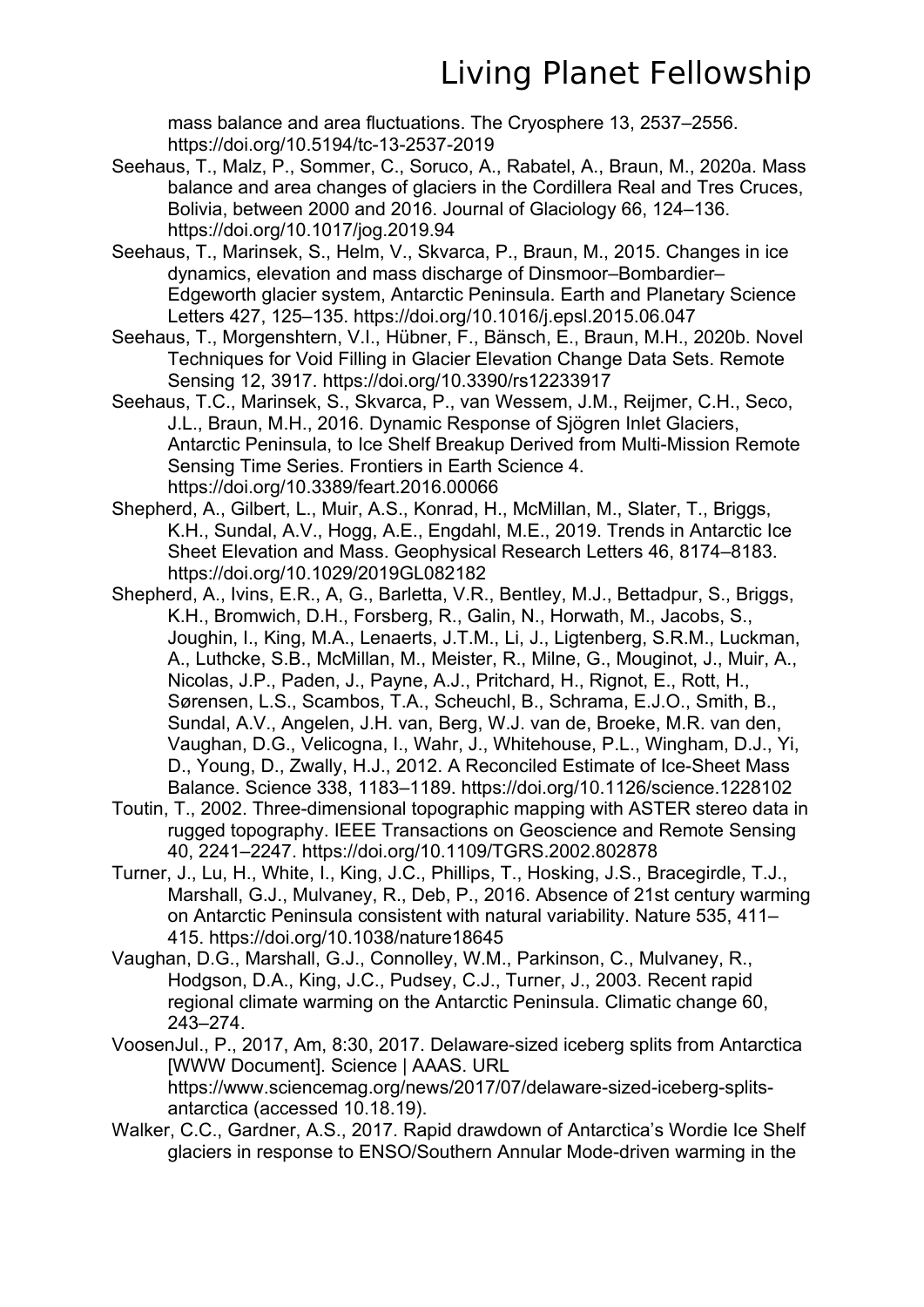mass balance and area fluctuations. The Cryosphere 13, 2537–2556. https://doi.org/10.5194/tc-13-2537-2019

Seehaus, T., Malz, P., Sommer, C., Soruco, A., Rabatel, A., Braun, M., 2020a. Mass balance and area changes of glaciers in the Cordillera Real and Tres Cruces, Bolivia, between 2000 and 2016. Journal of Glaciology 66, 124–136. https://doi.org/10.1017/jog.2019.94

Seehaus, T., Marinsek, S., Helm, V., Skvarca, P., Braun, M., 2015. Changes in ice dynamics, elevation and mass discharge of Dinsmoor–Bombardier–Edgeworth glacier system, Antarctic Peninsula. Earth and Planetary Science Letters 427, 125–135. https://doi.org/10.1016/j.epsl.2015.06.047

Seehaus, T., Morgenshtern, V.I., Hübner, F., Bänsch, E., Braun, M.H., 2020b. Novel Techniques for Void Filling in Glacier Elevation Change Data Sets. Remote Sensing 12, 3917. https://doi.org/10.3390/rs12233917

Seehaus, T.C., Marinsek, S., Skvarca, P., van Wessem, J.M., Reijmer, C.H., Seco, J.L., Braun, M.H., 2016. Dynamic Response of Sjögren Inlet Glaciers, Antarctic Peninsula, to Ice Shelf Breakup Derived from Multi-Mission Remote Sensing Time Series. Frontiers in Earth Science 4. https://doi.org/10.3389/feart.2016.00066

Shepherd, A., Gilbert, L., Muir, A.S., Konrad, H., McMillan, M., Slater, T., Briggs, K.H., Sundal, A.V., Hogg, A.E., Engdahl, M.E., 2019. Trends in Antarctic Ice Sheet Elevation and Mass. Geophysical Research Letters 46, 8174–8183. https://doi.org/10.1029/2019GL082182

Shepherd, A., Ivins, E.R., A, G., Barletta, V.R., Bentley, M.J., Bettadpur, S., Briggs, K.H., Bromwich, D.H., Forsberg, R., Galin, N., Horwath, M., Jacobs, S., Joughin, I., King, M.A., Lenaerts, J.T.M., Li, J., Ligtenberg, S.R.M., Luckman, A., Luthcke, S.B., McMillan, M., Meister, R., Milne, G., Mouginot, J., Muir, A., Nicolas, J.P., Paden, J., Payne, A.J., Pritchard, H., Rignot, E., Rott, H., Sørensen, L.S., Scambos, T.A., Scheuchl, B., Schrama, E.J.O., Smith, B., Sundal, A.V., Angelen, J.H. van, Berg, W.J. van de, Broeke, M.R. van den, Vaughan, D.G., Velicogna, I., Wahr, J., Whitehouse, P.L., Wingham, D.J., Yi, D., Young, D., Zwally, H.J., 2012. A Reconciled Estimate of Ice-Sheet Mass Balance. Science 338, 1183–1189. https://doi.org/10.1126/science.1228102

Toutin, T., 2002. Three-dimensional topographic mapping with ASTER stereo data in rugged topography. IEEE Transactions on Geoscience and Remote Sensing 40, 2241–2247. https://doi.org/10.1109/TGRS.2002.802878

Turner, J., Lu, H., White, I., King, J.C., Phillips, T., Hosking, J.S., Bracegirdle, T.J., Marshall, G.J., Mulvaney, R., Deb, P., 2016. Absence of 21st century warming on Antarctic Peninsula consistent with natural variability. Nature 535, 411–415. https://doi.org/10.1038/nature18645

Vaughan, D.G., Marshall, G.J., Connolley, W.M., Parkinson, C., Mulvaney, R., Hodgson, D.A., King, J.C., Pudsey, C.J., Turner, J., 2003. Recent rapid regional climate warming on the Antarctic Peninsula. Climatic change 60, 243–274.

VoosenJul., P., 2017, Am, 8:30, 2017. Delaware-sized iceberg splits from Antarctica [WWW Document]. Science | AAAS. URL https://www.sciencemag.org/news/2017/07/delaware-sized-iceberg-splits-antarctica (accessed 10.18.19).

Walker, C.C., Gardner, A.S., 2017. Rapid drawdown of Antarctica's Wordie Ice Shelf glaciers in response to ENSO/Southern Annular Mode-driven warming in the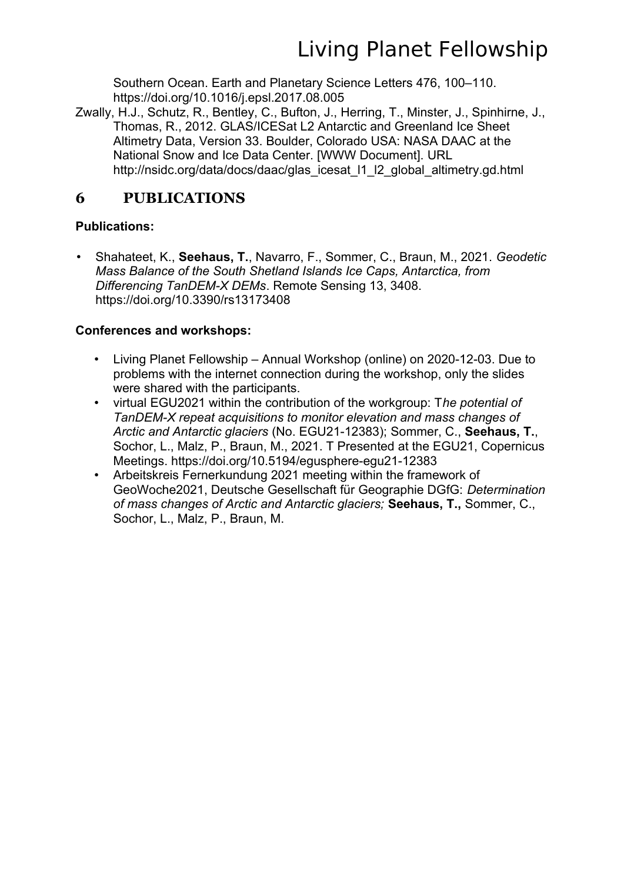Southern Ocean. Earth and Planetary Science Letters 476, 100–110. https://doi.org/10.1016/j.epsl.2017.08.005

Zwally, H.J., Schutz, R., Bentley, C., Bufton, J., Herring, T., Minster, J., Spinhirne, J., Thomas, R., 2012. GLAS/ICESat L2 Antarctic and Greenland Ice Sheet Altimetry Data, Version 33. Boulder, Colorado USA: NASA DAAC at the National Snow and Ice Data Center. [WWW Document]. URL http://nsidc.org/data/docs/daac/glas_icesat_l1_l2_global_altimetry.gd.html

# 6 PUBLICATIONS

**Publications:**

- Shahateet, K., **Seehaus, T.**, Navarro, F., Sommer, C., Braun, M., 2021. *Geodetic Mass Balance of the South Shetland Islands Ice Caps, Antarctica, from Differencing TanDEM-X DEMs*. Remote Sensing 13, 3408. https://doi.org/10.3390/rs13173408

**Conferences and workshops:**

- Living Planet Fellowship – Annual Workshop (online) on 2020-12-03. Due to problems with the internet connection during the workshop, only the slides were shared with the participants.
- virtual EGU2021 within the contribution of the workgroup: T*he potential of TanDEM-X repeat acquisitions to monitor elevation and mass changes of Arctic and Antarctic glaciers* (No. EGU21-12383); Sommer, C., **Seehaus, T.**, Sochor, L., Malz, P., Braun, M., 2021. T Presented at the EGU21, Copernicus Meetings. https://doi.org/10.5194/egusphere-egu21-12383
- Arbeitskreis Fernerkundung 2021 meeting within the framework of GeoWoche2021, Deutsche Gesellschaft für Geographie DGfG: *Determination of mass changes of Arctic and Antarctic glaciers;* **Seehaus, T.,** Sommer, C., Sochor, L., Malz, P., Braun, M.